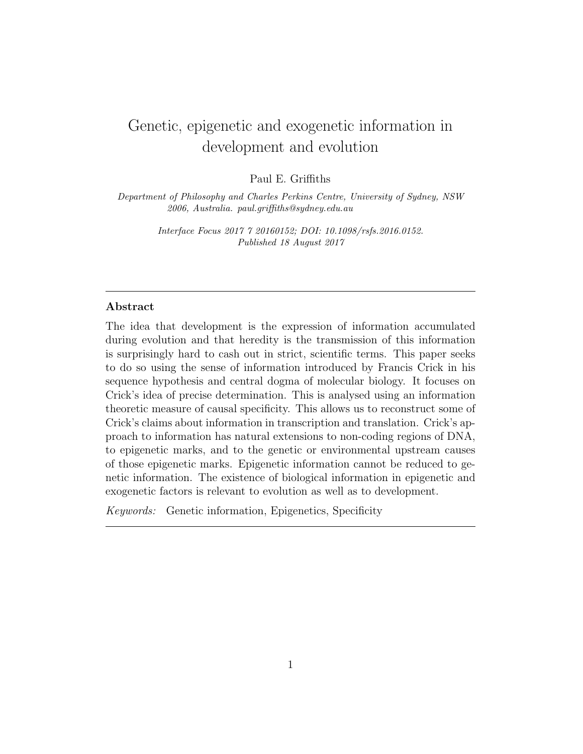# Genetic, epigenetic and exogenetic information in development and evolution

Paul E. Griffiths

*Department of Philosophy and Charles Perkins Centre, University of Sydney, NSW 2006, Australia. paul.griffiths@sydney.edu.au*

*Interface Focus 2017 7 20160152; DOI: 10.1098/rsfs.2016.0152. Published 18 August 2017*

---

## Abstract

The idea that development is the expression of information accumulated during evolution and that heredity is the transmission of this information is surprisingly hard to cash out in strict, scientific terms. This paper seeks to do so using the sense of information introduced by Francis Crick in his sequence hypothesis and central dogma of molecular biology. It focuses on Crick's idea of precise determination. This is analysed using an information theoretic measure of causal specificity. This allows us to reconstruct some of Crick's claims about information in transcription and translation. Crick's approach to information has natural extensions to non-coding regions of DNA, to epigenetic marks, and to the genetic or environmental upstream causes of those epigenetic marks. Epigenetic information cannot be reduced to genetic information. The existence of biological information in epigenetic and exogenetic factors is relevant to evolution as well as to development.

*Keywords:* Genetic information, Epigenetics, Specificity

---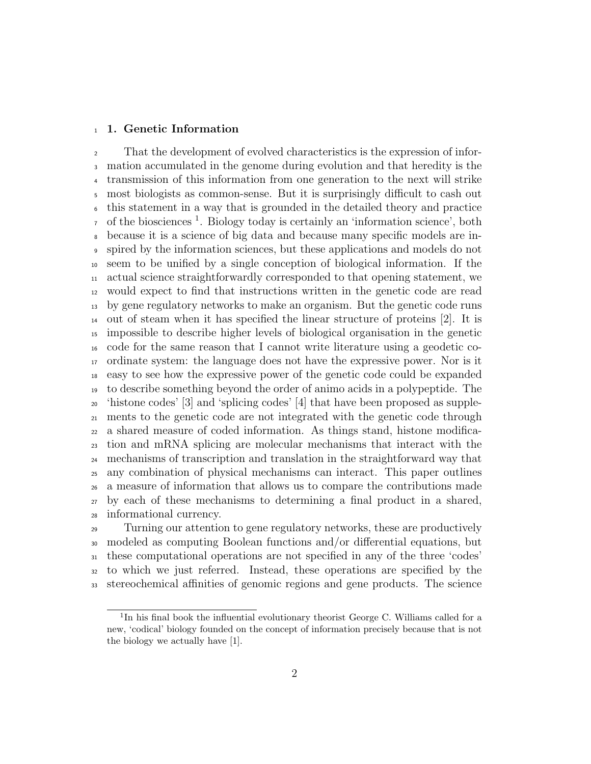## 1. Genetic Information

That the development of evolved characteristics is the expression of information accumulated in the genome during evolution and that heredity is the transmission of this information from one generation to the next will strike most biologists as common-sense. But it is surprisingly difficult to cash out this statement in a way that is grounded in the detailed theory and practice of the biosciences [1]. Biology today is certainly an 'information science', both because it is a science of big data and because many specific models are inspired by the information sciences, but these applications and models do not seem to be unified by a single conception of biological information. If the actual science straightforwardly corresponded to that opening statement, we would expect to find that instructions written in the genetic code are read by gene regulatory networks to make an organism. But the genetic code runs out of steam when it has specified the linear structure of proteins [2]. It is impossible to describe higher levels of biological organisation in the genetic code for the same reason that I cannot write literature using a geodetic coordinate system: the language does not have the expressive power. Nor is it easy to see how the expressive power of the genetic code could be expanded to describe something beyond the order of animo acids in a polypeptide. The 'histone codes' [3] and 'splicing codes' [4] that have been proposed as supplements to the genetic code are not integrated with the genetic code through a shared measure of coded information. As things stand, histone modification and mRNA splicing are molecular mechanisms that interact with the mechanisms of transcription and translation in the straightforward way that any combination of physical mechanisms can interact. This paper outlines a measure of information that allows us to compare the contributions made by each of these mechanisms to determining a final product in a shared, informational currency.

Turning our attention to gene regulatory networks, these are productively modeled as computing Boolean functions and/or differential equations, but these computational operations are not specified in any of the three 'codes' to which we just referred. Instead, these operations are specified by the stereochemical affinities of genomic regions and gene products. The science

[1] In his final book the influential evolutionary theorist George C. Williams called for a new, 'codical' biology founded on the concept of information precisely because that is not the biology we actually have [1].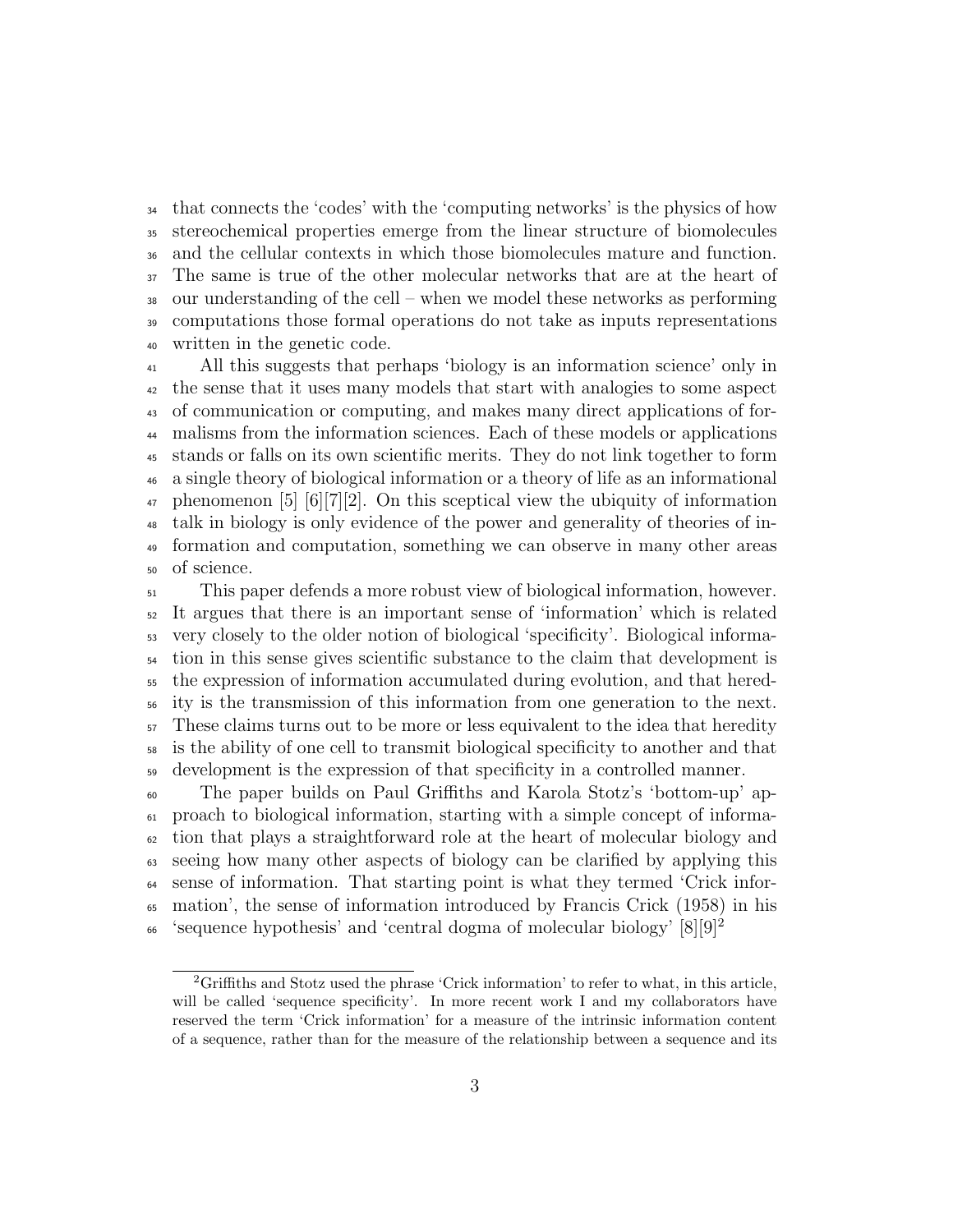that connects the 'codes' with the 'computing networks' is the physics of how stereochemical properties emerge from the linear structure of biomolecules and the cellular contexts in which those biomolecules mature and function. The same is true of the other molecular networks that are at the heart of our understanding of the cell – when we model these networks as performing computations those formal operations do not take as inputs representations written in the genetic code.

All this suggests that perhaps 'biology is an information science' only in the sense that it uses many models that start with analogies to some aspect of communication or computing, and makes many direct applications of formalisms from the information sciences. Each of these models or applications stands or falls on its own scientific merits. They do not link together to form a single theory of biological information or a theory of life as an informational phenomenon [5] [6][7][2]. On this sceptical view the ubiquity of information talk in biology is only evidence of the power and generality of theories of information and computation, something we can observe in many other areas of science.

This paper defends a more robust view of biological information, however. It argues that there is an important sense of 'information' which is related very closely to the older notion of biological 'specificity'. Biological information in this sense gives scientific substance to the claim that development is the expression of information accumulated during evolution, and that heredity is the transmission of this information from one generation to the next. These claims turns out to be more or less equivalent to the idea that heredity is the ability of one cell to transmit biological specificity to another and that development is the expression of that specificity in a controlled manner.

The paper builds on Paul Griffiths and Karola Stotz's 'bottom-up' approach to biological information, starting with a simple concept of information that plays a straightforward role at the heart of molecular biology and seeing how many other aspects of biology can be clarified by applying this sense of information. That starting point is what they termed 'Crick information', the sense of information introduced by Francis Crick (1958) in his 'sequence hypothesis' and 'central dogma of molecular biology' [8][9][2]

[2] Griffiths and Stotz used the phrase 'Crick information' to refer to what, in this article, will be called 'sequence specificity'. In more recent work I and my collaborators have reserved the term 'Crick information' for a measure of the intrinsic information content of a sequence, rather than for the measure of the relationship between a sequence and its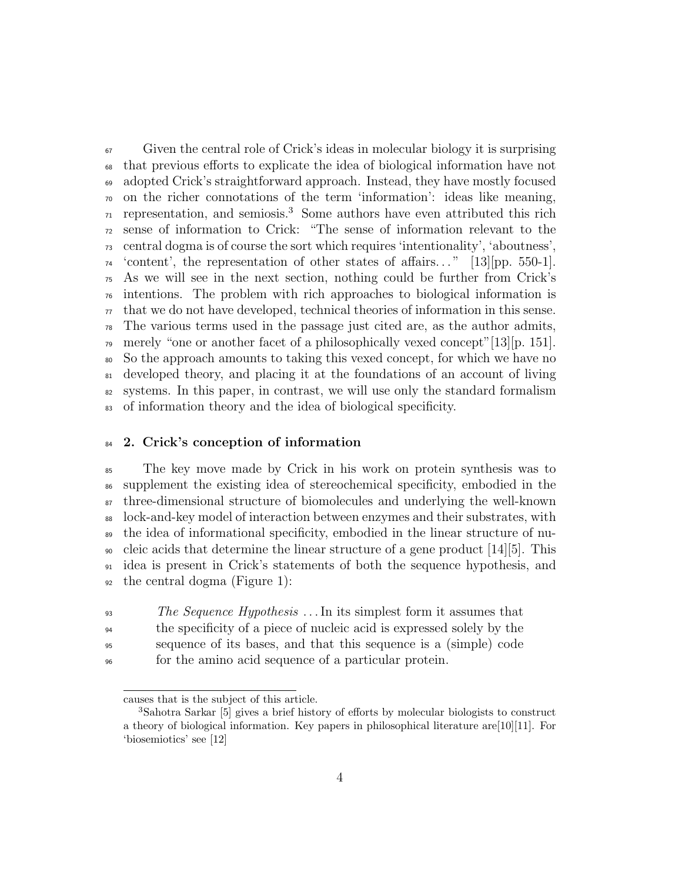Given the central role of Crick's ideas in molecular biology it is surprising that previous efforts to explicate the idea of biological information have not adopted Crick's straightforward approach. Instead, they have mostly focused on the richer connotations of the term 'information': ideas like meaning, representation, and semiosis.[3] Some authors have even attributed this rich sense of information to Crick: "The sense of information relevant to the central dogma is of course the sort which requires 'intentionality', 'aboutness', 'content', the representation of other states of affairs..." [13][pp. 550-1]. As we will see in the next section, nothing could be further from Crick's intentions. The problem with rich approaches to biological information is that we do not have developed, technical theories of information in this sense. The various terms used in the passage just cited are, as the author admits, merely "one or another facet of a philosophically vexed concept"[13][p. 151]. So the approach amounts to taking this vexed concept, for which we have no developed theory, and placing it at the foundations of an account of living systems. In this paper, in contrast, we will use only the standard formalism of information theory and the idea of biological specificity.

## 2. Crick's conception of information

The key move made by Crick in his work on protein synthesis was to supplement the existing idea of stereochemical specificity, embodied in the three-dimensional structure of biomolecules and underlying the well-known lock-and-key model of interaction between enzymes and their substrates, with the idea of informational specificity, embodied in the linear structure of nucleic acids that determine the linear structure of a gene product [14][5]. This idea is present in Crick's statements of both the sequence hypothesis, and the central dogma (Figure 1):

> *The Sequence Hypothesis* ... In its simplest form it assumes that the specificity of a piece of nucleic acid is expressed solely by the sequence of its bases, and that this sequence is a (simple) code for the amino acid sequence of a particular protein.

causes that is the subject of this article.

[3] Sahotra Sarkar [5] gives a brief history of efforts by molecular biologists to construct a theory of biological information. Key papers in philosophical literature are[10][11]. For 'biosemiotics' see [12]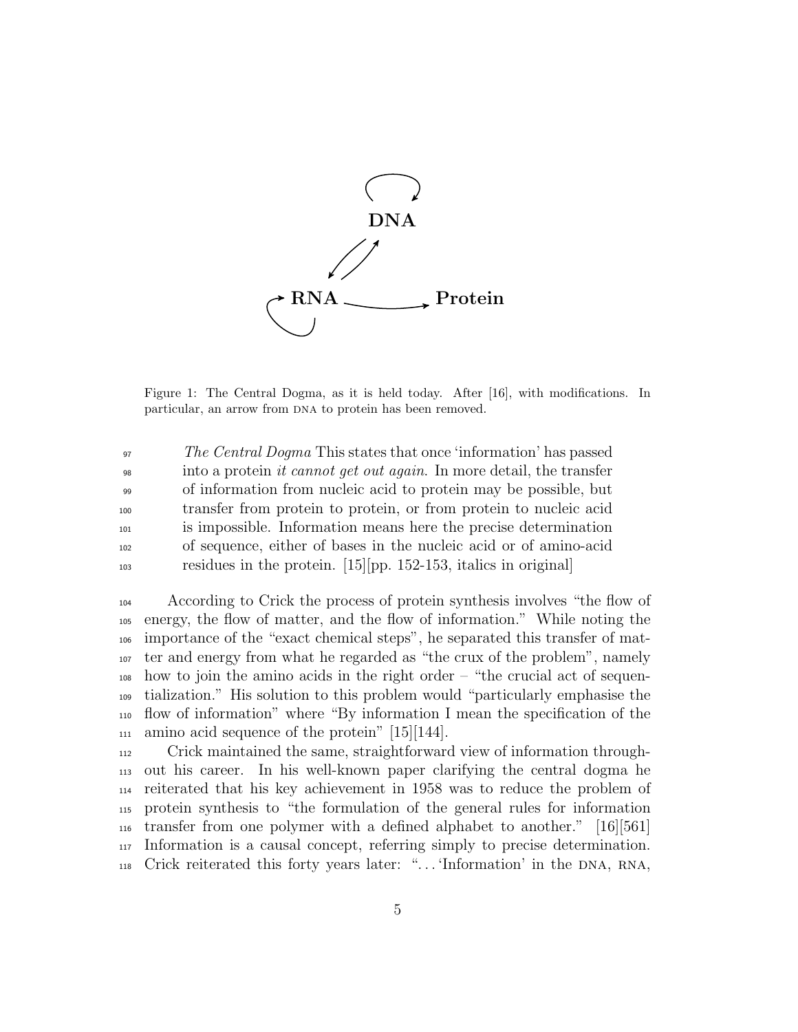Figure 1: The Central Dogma, as it is held today. After [16], with modifications. In particular, an arrow from DNA to protein has been removed.

> *The Central Dogma* This states that once 'information' has passed into a protein *it cannot get out again*. In more detail, the transfer of information from nucleic acid to protein may be possible, but transfer from protein to protein, or from protein to nucleic acid is impossible. Information means here the precise determination of sequence, either of bases in the nucleic acid or of amino-acid residues in the protein. [15][pp. 152-153, italics in original]

According to Crick the process of protein synthesis involves "the flow of energy, the flow of matter, and the flow of information." While noting the importance of the "exact chemical steps", he separated this transfer of matter and energy from what he regarded as "the crux of the problem", namely how to join the amino acids in the right order – "the crucial act of sequentialization." His solution to this problem would "particularly emphasise the flow of information" where "By information I mean the specification of the amino acid sequence of the protein" [15][144].

Crick maintained the same, straightforward view of information throughout his career. In his well-known paper clarifying the central dogma he reiterated that his key achievement in 1958 was to reduce the problem of protein synthesis to "the formulation of the general rules for information transfer from one polymer with a defined alphabet to another." [16][561] Information is a causal concept, referring simply to precise determination. Crick reiterated this forty years later: "... 'Information' in the DNA, RNA,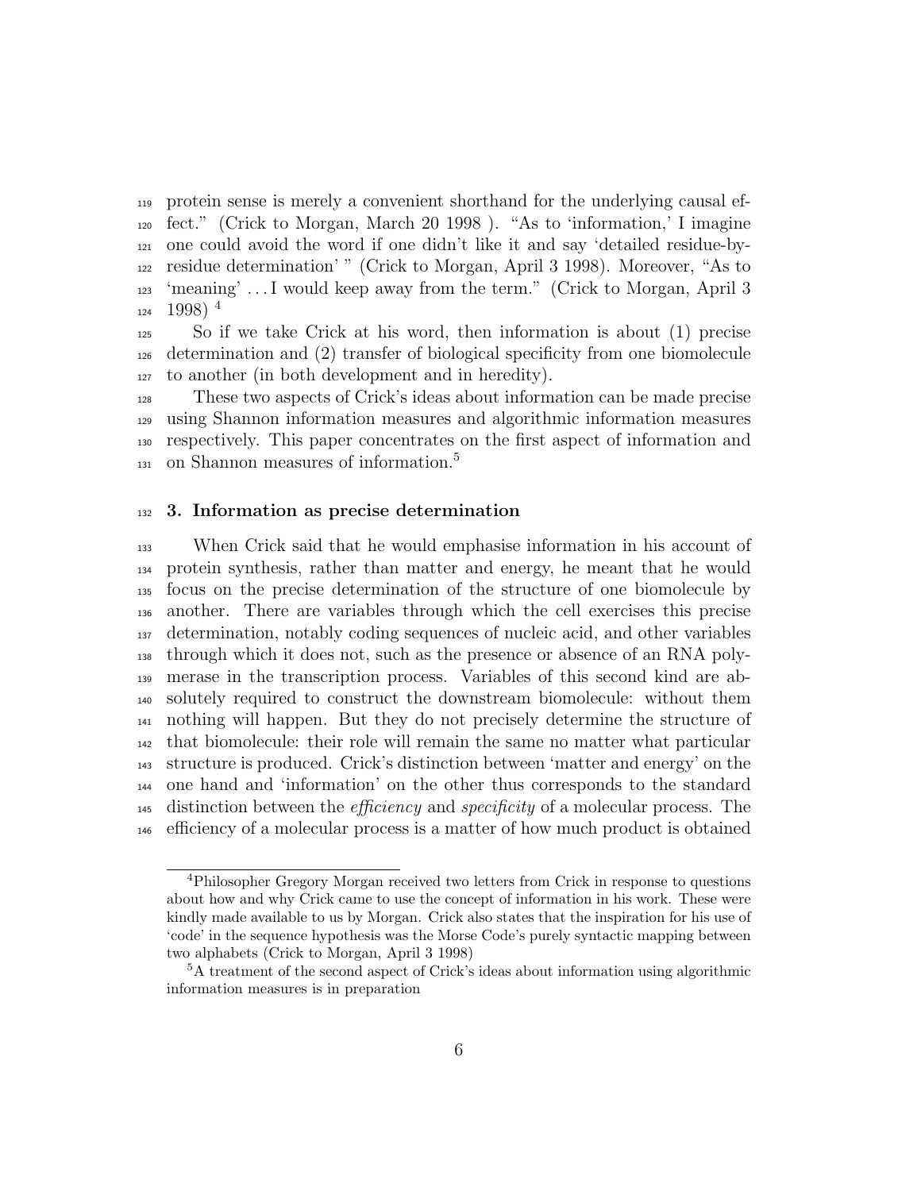protein sense is merely a convenient shorthand for the underlying causal effect." (Crick to Morgan, March 20 1998 ). "As to 'information,' I imagine one could avoid the word if one didn't like it and say 'detailed residue-by-residue determination' " (Crick to Morgan, April 3 1998). Moreover, "As to 'meaning' . . . I would keep away from the term." (Crick to Morgan, April 3 1998) [4]

So if we take Crick at his word, then information is about (1) precise determination and (2) transfer of biological specificity from one biomolecule to another (in both development and in heredity).

These two aspects of Crick's ideas about information can be made precise using Shannon information measures and algorithmic information measures respectively. This paper concentrates on the first aspect of information and on Shannon measures of information.[5]

## 3. Information as precise determination

When Crick said that he would emphasise information in his account of protein synthesis, rather than matter and energy, he meant that he would focus on the precise determination of the structure of one biomolecule by another. There are variables through which the cell exercises this precise determination, notably coding sequences of nucleic acid, and other variables through which it does not, such as the presence or absence of an RNA polymerase in the transcription process. Variables of this second kind are absolutely required to construct the downstream biomolecule: without them nothing will happen. But they do not precisely determine the structure of that biomolecule: their role will remain the same no matter what particular structure is produced. Crick's distinction between 'matter and energy' on the one hand and 'information' on the other thus corresponds to the standard distinction between the *efficiency* and *specificity* of a molecular process. The efficiency of a molecular process is a matter of how much product is obtained

[4] Philosopher Gregory Morgan received two letters from Crick in response to questions about how and why Crick came to use the concept of information in his work. These were kindly made available to us by Morgan. Crick also states that the inspiration for his use of 'code' in the sequence hypothesis was the Morse Code's purely syntactic mapping between two alphabets (Crick to Morgan, April 3 1998)

[5] A treatment of the second aspect of Crick's ideas about information using algorithmic information measures is in preparation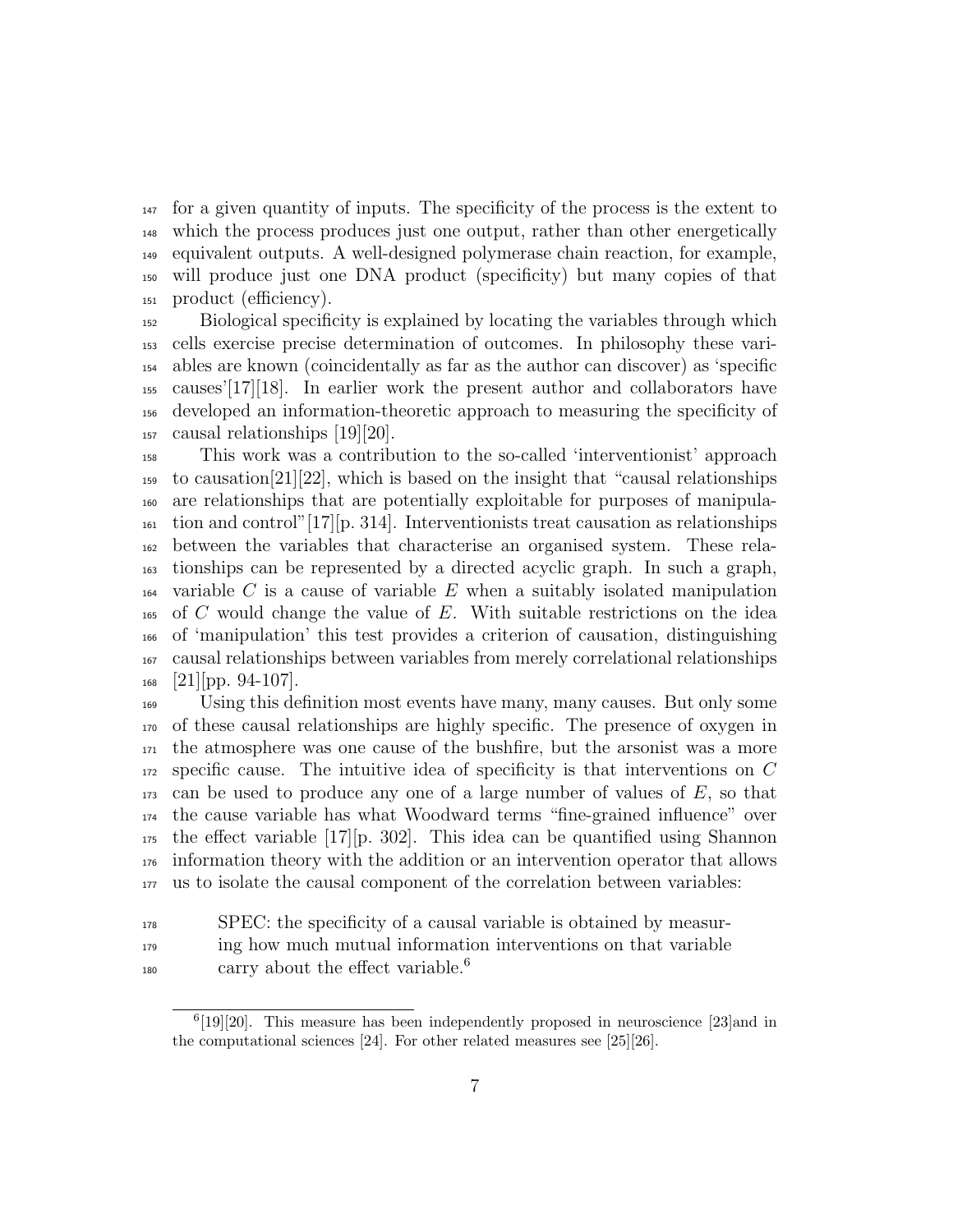for a given quantity of inputs. The specificity of the process is the extent to which the process produces just one output, rather than other energetically equivalent outputs. A well-designed polymerase chain reaction, for example, will produce just one DNA product (specificity) but many copies of that product (efficiency).

Biological specificity is explained by locating the variables through which cells exercise precise determination of outcomes. In philosophy these variables are known (coincidentally as far as the author can discover) as 'specific causes'[17][18]. In earlier work the present author and collaborators have developed an information-theoretic approach to measuring the specificity of causal relationships [19][20].

This work was a contribution to the so-called 'interventionist' approach to causation[21][22], which is based on the insight that "causal relationships are relationships that are potentially exploitable for purposes of manipulation and control"[17][p. 314]. Interventionists treat causation as relationships between the variables that characterise an organised system. These relationships can be represented by a directed acyclic graph. In such a graph, variable $C$ is a cause of variable $E$ when a suitably isolated manipulation of $C$ would change the value of $E$. With suitable restrictions on the idea of 'manipulation' this test provides a criterion of causation, distinguishing causal relationships between variables from merely correlational relationships [21][pp. 94-107].

Using this definition most events have many, many causes. But only some of these causal relationships are highly specific. The presence of oxygen in the atmosphere was one cause of the bushfire, but the arsonist was a more specific cause. The intuitive idea of specificity is that interventions on $C$ can be used to produce any one of a large number of values of $E$, so that the cause variable has what Woodward terms "fine-grained influence" over the effect variable [17][p. 302]. This idea can be quantified using Shannon information theory with the addition or an intervention operator that allows us to isolate the causal component of the correlation between variables:

> SPEC: the specificity of a causal variable is obtained by measuring how much mutual information interventions on that variable carry about the effect variable.[6]

---

[6] [19][20]. This measure has been independently proposed in neuroscience [23]and in the computational sciences [24]. For other related measures see [25][26].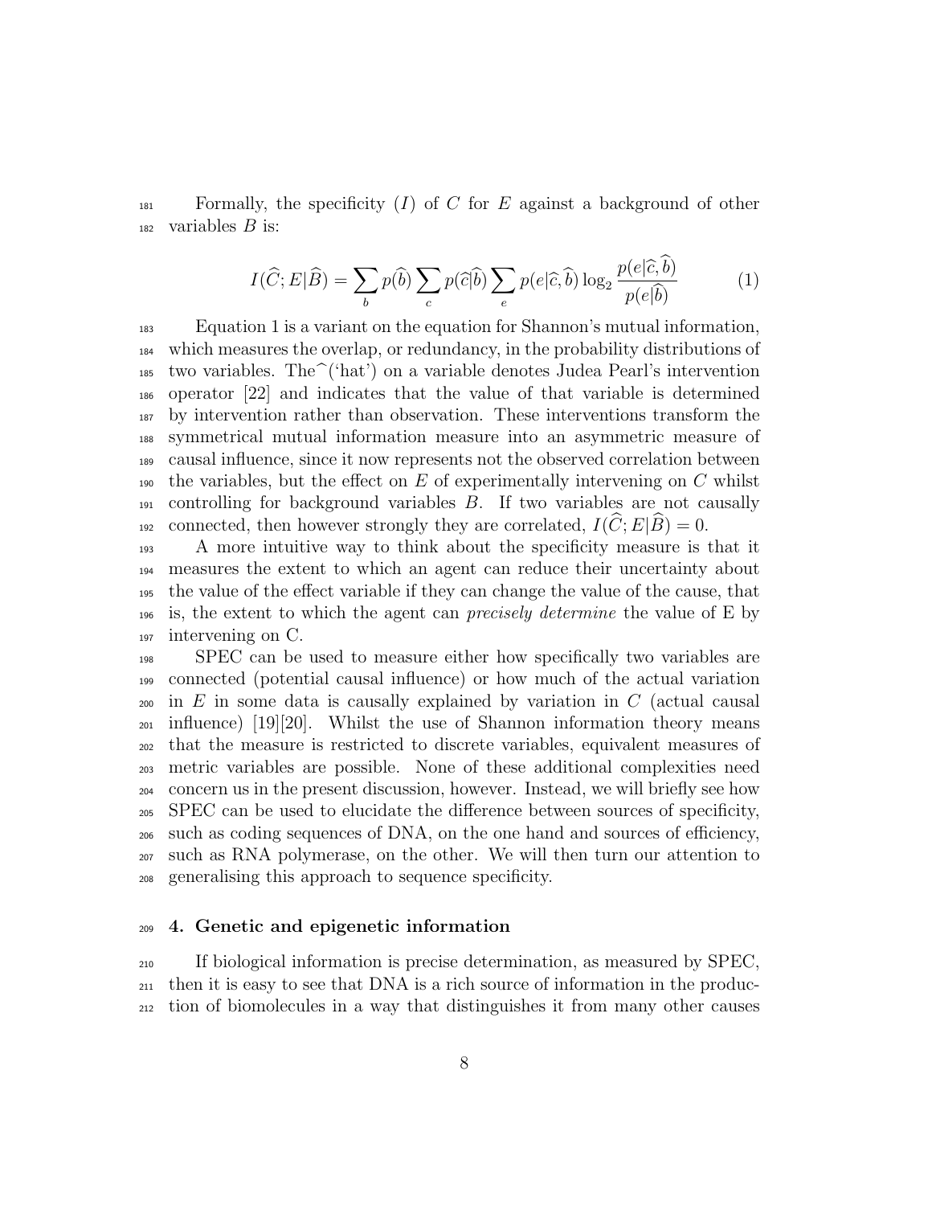Formally, the specificity ($I$) of $C$ for $E$ against a background of other variables $B$ is:

$$I(\widehat{C}; E|\widehat{B}) = \sum_{b} p(\widehat{b}) \sum_{c} p(\widehat{c}|\widehat{b}) \sum_{e} p(e|\widehat{c}, \widehat{b}) \log_2 \frac{p(e|\widehat{c}, \widehat{b})}{p(e|\widehat{b})} \tag{1}$$

Equation 1 is a variant on the equation for Shannon's mutual information, which measures the overlap, or redundancy, in the probability distributions of two variables. The $\widehat{}$ ('hat') on a variable denotes Judea Pearl's intervention operator [22] and indicates that the value of that variable is determined by intervention rather than observation. These interventions transform the symmetrical mutual information measure into an asymmetric measure of causal influence, since it now represents not the observed correlation between the variables, but the effect on $E$ of experimentally intervening on $C$ whilst controlling for background variables $B$. If two variables are not causally connected, then however strongly they are correlated, $I(\widehat{C}; E|\widehat{B}) = 0$.

A more intuitive way to think about the specificity measure is that it measures the extent to which an agent can reduce their uncertainty about the value of the effect variable if they can change the value of the cause, that is, the extent to which the agent can *precisely determine* the value of E by intervening on C.

SPEC can be used to measure either how specifically two variables are connected (potential causal influence) or how much of the actual variation in $E$ in some data is causally explained by variation in $C$ (actual causal influence) [19][20]. Whilst the use of Shannon information theory means that the measure is restricted to discrete variables, equivalent measures of metric variables are possible. None of these additional complexities need concern us in the present discussion, however. Instead, we will briefly see how SPEC can be used to elucidate the difference between sources of specificity, such as coding sequences of DNA, on the one hand and sources of efficiency, such as RNA polymerase, on the other. We will then turn our attention to generalising this approach to sequence specificity.

## 4. Genetic and epigenetic information

If biological information is precise determination, as measured by SPEC, then it is easy to see that DNA is a rich source of information in the production of biomolecules in a way that distinguishes it from many other causes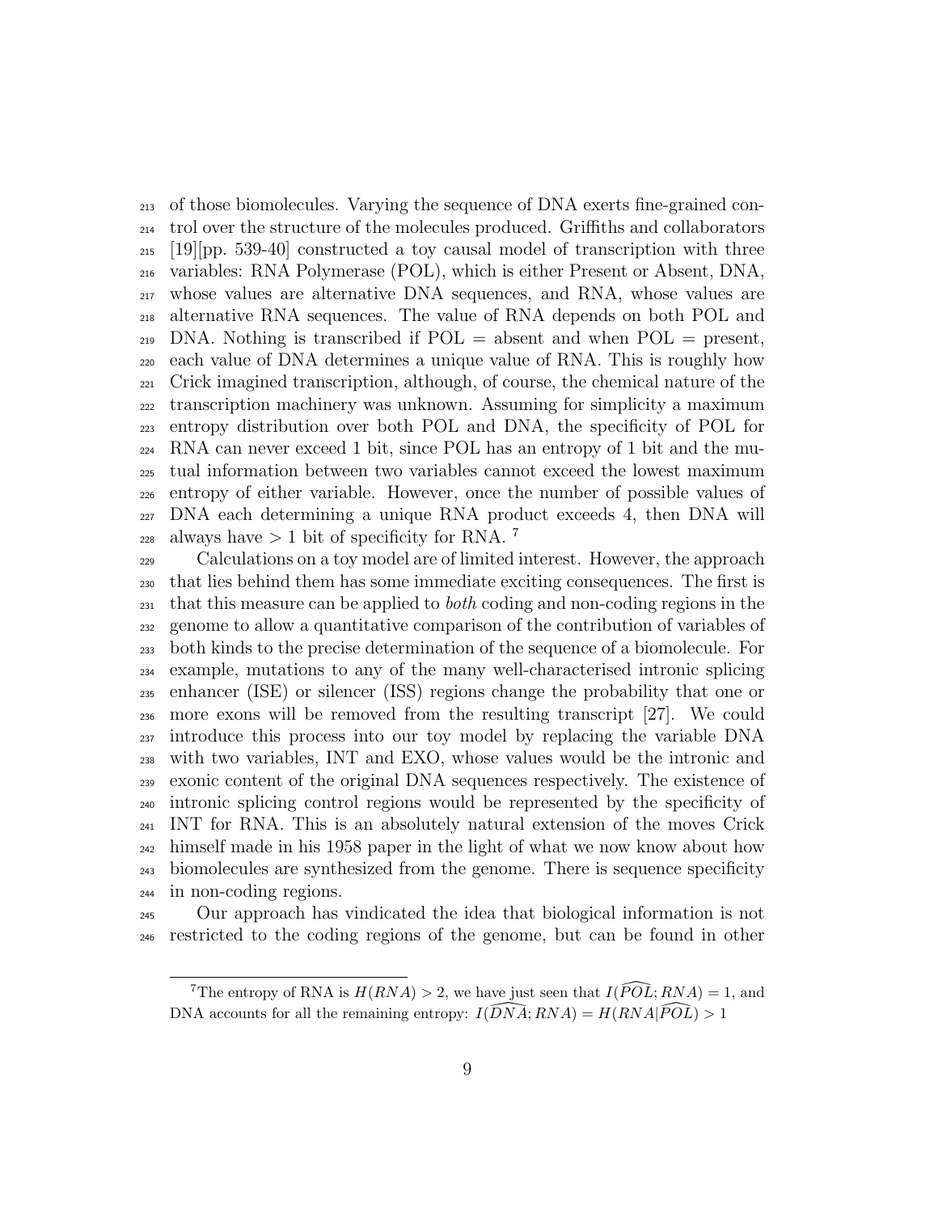of those biomolecules. Varying the sequence of DNA exerts fine-grained control over the structure of the molecules produced. Griffiths and collaborators [19][pp. 539-40] constructed a toy causal model of transcription with three variables: RNA Polymerase (POL), which is either Present or Absent, DNA, whose values are alternative DNA sequences, and RNA, whose values are alternative RNA sequences. The value of RNA depends on both POL and DNA. Nothing is transcribed if POL = absent and when POL = present, each value of DNA determines a unique value of RNA. This is roughly how Crick imagined transcription, although, of course, the chemical nature of the transcription machinery was unknown. Assuming for simplicity a maximum entropy distribution over both POL and DNA, the specificity of POL for RNA can never exceed 1 bit, since POL has an entropy of 1 bit and the mutual information between two variables cannot exceed the lowest maximum entropy of either variable. However, once the number of possible values of DNA each determining a unique RNA product exceeds 4, then DNA will always have $> 1$ bit of specificity for RNA. [7]

Calculations on a toy model are of limited interest. However, the approach that lies behind them has some immediate exciting consequences. The first is that this measure can be applied to *both* coding and non-coding regions in the genome to allow a quantitative comparison of the contribution of variables of both kinds to the precise determination of the sequence of a biomolecule. For example, mutations to any of the many well-characterised intronic splicing enhancer (ISE) or silencer (ISS) regions change the probability that one or more exons will be removed from the resulting transcript [27]. We could introduce this process into our toy model by replacing the variable DNA with two variables, INT and EXO, whose values would be the intronic and exonic content of the original DNA sequences respectively. The existence of intronic splicing control regions would be represented by the specificity of INT for RNA. This is an absolutely natural extension of the moves Crick himself made in his 1958 paper in the light of what we now know about how biomolecules are synthesized from the genome. There is sequence specificity in non-coding regions.

Our approach has vindicated the idea that biological information is not restricted to the coding regions of the genome, but can be found in other

[7] The entropy of RNA is $H(RNA) > 2$, we have just seen that $I(\widehat{POL}; RNA) = 1$, and DNA accounts for all the remaining entropy: $I(\widehat{DNA}; RNA) = H(RNA|\widehat{POL}) > 1$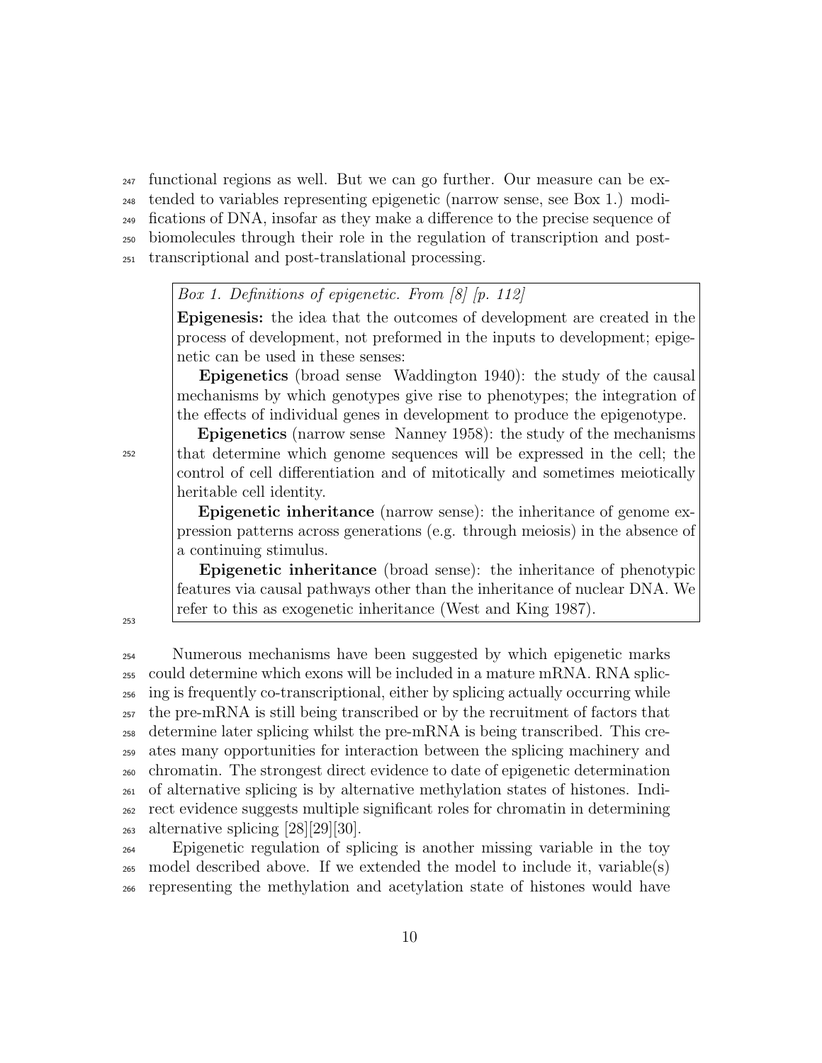functional regions as well. But we can go further. Our measure can be extended to variables representing epigenetic (narrow sense, see Box 1.) modifications of DNA, insofar as they make a difference to the precise sequence of biomolecules through their role in the regulation of transcription and post-transcriptional and post-translational processing.

> *Box 1. Definitions of epigenetic. From [8] [p. 112]*
>
> **Epigenesis:** the idea that the outcomes of development are created in the process of development, not preformed in the inputs to development; epigenetic can be used in these senses:
>
> **Epigenetics** (broad sense Waddington 1940): the study of the causal mechanisms by which genotypes give rise to phenotypes; the integration of the effects of individual genes in development to produce the epigenotype.
>
> **Epigenetics** (narrow sense Nanney 1958): the study of the mechanisms that determine which genome sequences will be expressed in the cell; the control of cell differentiation and of mitotically and sometimes meiotically heritable cell identity.
>
> **Epigenetic inheritance** (narrow sense): the inheritance of genome expression patterns across generations (e.g. through meiosis) in the absence of a continuing stimulus.
>
> **Epigenetic inheritance** (broad sense): the inheritance of phenotypic features via causal pathways other than the inheritance of nuclear DNA. We refer to this as exogenetic inheritance (West and King 1987).

Numerous mechanisms have been suggested by which epigenetic marks could determine which exons will be included in a mature mRNA. RNA splicing is frequently co-transcriptional, either by splicing actually occurring while the pre-mRNA is still being transcribed or by the recruitment of factors that determine later splicing whilst the pre-mRNA is being transcribed. This creates many opportunities for interaction between the splicing machinery and chromatin. The strongest direct evidence to date of epigenetic determination of alternative splicing is by alternative methylation states of histones. Indirect evidence suggests multiple significant roles for chromatin in determining alternative splicing [28][29][30].

Epigenetic regulation of splicing is another missing variable in the toy model described above. If we extended the model to include it, variable(s) representing the methylation and acetylation state of histones would have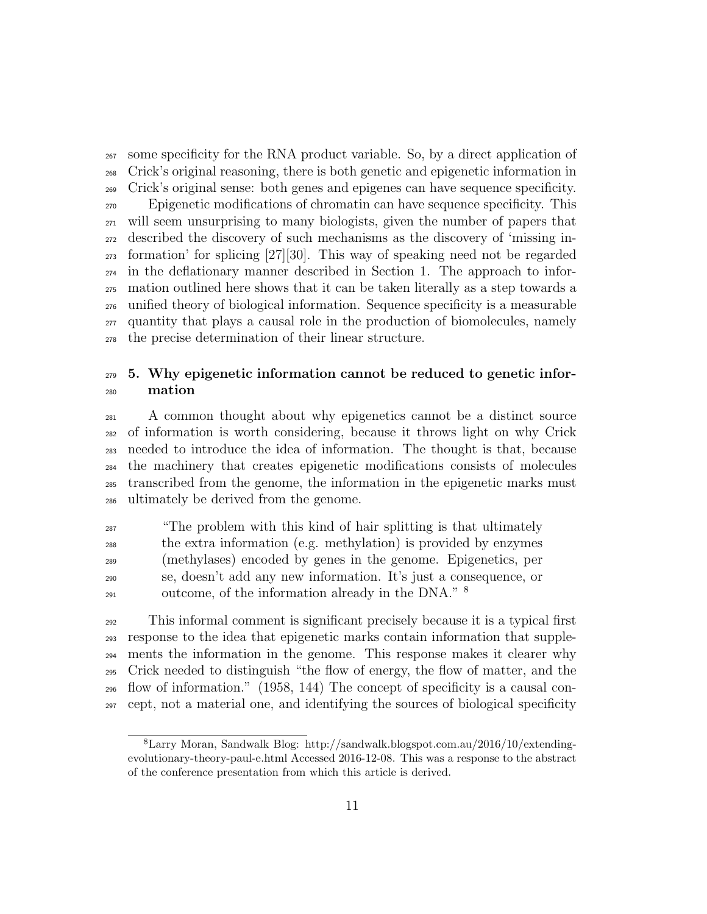some specificity for the RNA product variable. So, by a direct application of Crick's original reasoning, there is both genetic and epigenetic information in Crick's original sense: both genes and epigenes can have sequence specificity.

Epigenetic modifications of chromatin can have sequence specificity. This will seem unsurprising to many biologists, given the number of papers that described the discovery of such mechanisms as the discovery of 'missing information' for splicing [27][30]. This way of speaking need not be regarded in the deflationary manner described in Section 1. The approach to information outlined here shows that it can be taken literally as a step towards a unified theory of biological information. Sequence specificity is a measurable quantity that plays a causal role in the production of biomolecules, namely the precise determination of their linear structure.

## 5. Why epigenetic information cannot be reduced to genetic information

A common thought about why epigenetics cannot be a distinct source of information is worth considering, because it throws light on why Crick needed to introduce the idea of information. The thought is that, because the machinery that creates epigenetic modifications consists of molecules transcribed from the genome, the information in the epigenetic marks must ultimately be derived from the genome.

> "The problem with this kind of hair splitting is that ultimately the extra information (e.g. methylation) is provided by enzymes (methylases) encoded by genes in the genome. Epigenetics, per se, doesn't add any new information. It's just a consequence, or outcome, of the information already in the DNA." [8]

This informal comment is significant precisely because it is a typical first response to the idea that epigenetic marks contain information that supplements the information in the genome. This response makes it clearer why Crick needed to distinguish "the flow of energy, the flow of matter, and the flow of information." (1958, 144) The concept of specificity is a causal concept, not a material one, and identifying the sources of biological specificity

[8] Larry Moran, Sandwalk Blog: http://sandwalk.blogspot.com.au/2016/10/extending-evolutionary-theory-paul-e.html Accessed 2016-12-08. This was a response to the abstract of the conference presentation from which this article is derived.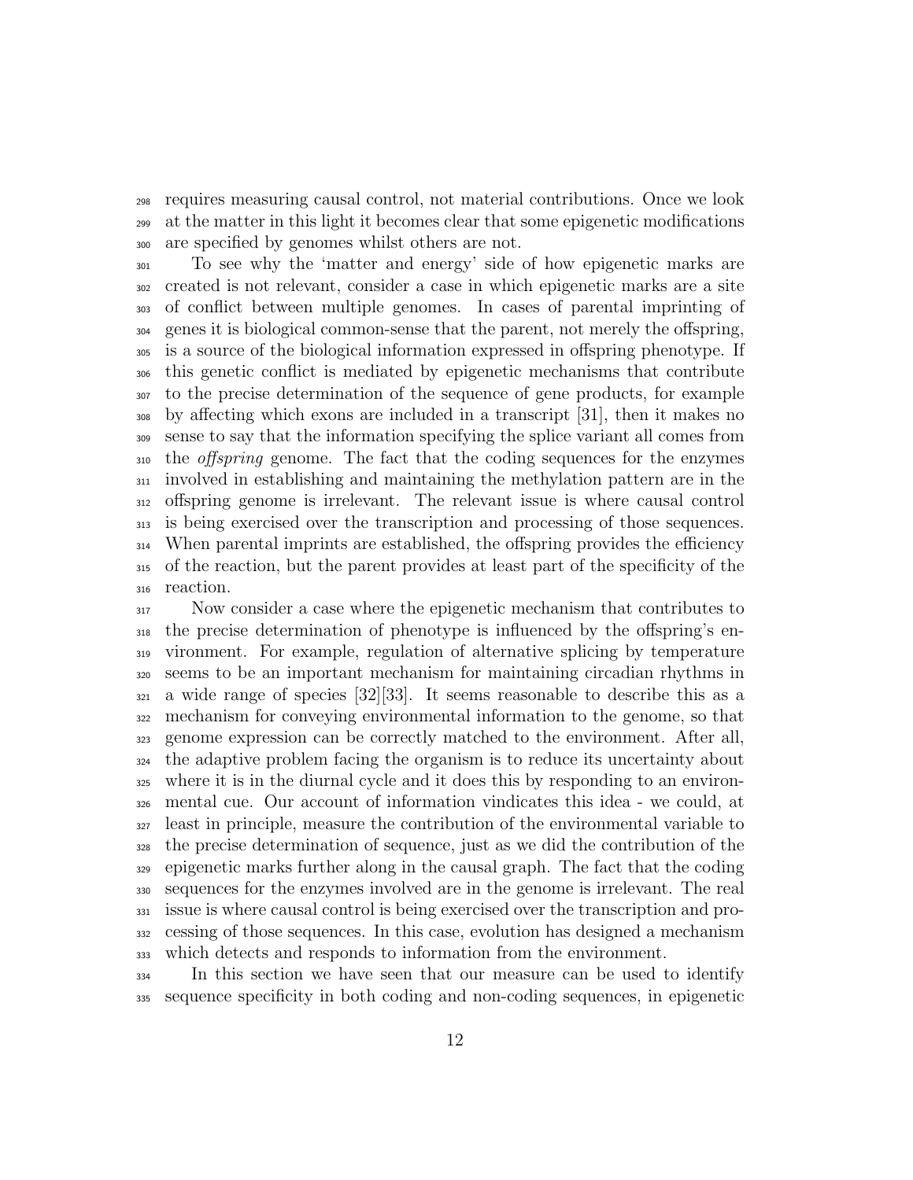requires measuring causal control, not material contributions. Once we look at the matter in this light it becomes clear that some epigenetic modifications are specified by genomes whilst others are not.

To see why the 'matter and energy' side of how epigenetic marks are created is not relevant, consider a case in which epigenetic marks are a site of conflict between multiple genomes. In cases of parental imprinting of genes it is biological common-sense that the parent, not merely the offspring, is a source of the biological information expressed in offspring phenotype. If this genetic conflict is mediated by epigenetic mechanisms that contribute to the precise determination of the sequence of gene products, for example by affecting which exons are included in a transcript [31], then it makes no sense to say that the information specifying the splice variant all comes from the *offspring* genome. The fact that the coding sequences for the enzymes involved in establishing and maintaining the methylation pattern are in the offspring genome is irrelevant. The relevant issue is where causal control is being exercised over the transcription and processing of those sequences. When parental imprints are established, the offspring provides the efficiency of the reaction, but the parent provides at least part of the specificity of the reaction.

Now consider a case where the epigenetic mechanism that contributes to the precise determination of phenotype is influenced by the offspring's environment. For example, regulation of alternative splicing by temperature seems to be an important mechanism for maintaining circadian rhythms in a wide range of species [32][33]. It seems reasonable to describe this as a mechanism for conveying environmental information to the genome, so that genome expression can be correctly matched to the environment. After all, the adaptive problem facing the organism is to reduce its uncertainty about where it is in the diurnal cycle and it does this by responding to an environmental cue. Our account of information vindicates this idea - we could, at least in principle, measure the contribution of the environmental variable to the precise determination of sequence, just as we did the contribution of the epigenetic marks further along in the causal graph. The fact that the coding sequences for the enzymes involved are in the genome is irrelevant. The real issue is where causal control is being exercised over the transcription and processing of those sequences. In this case, evolution has designed a mechanism which detects and responds to information from the environment.

In this section we have seen that our measure can be used to identify sequence specificity in both coding and non-coding sequences, in epigenetic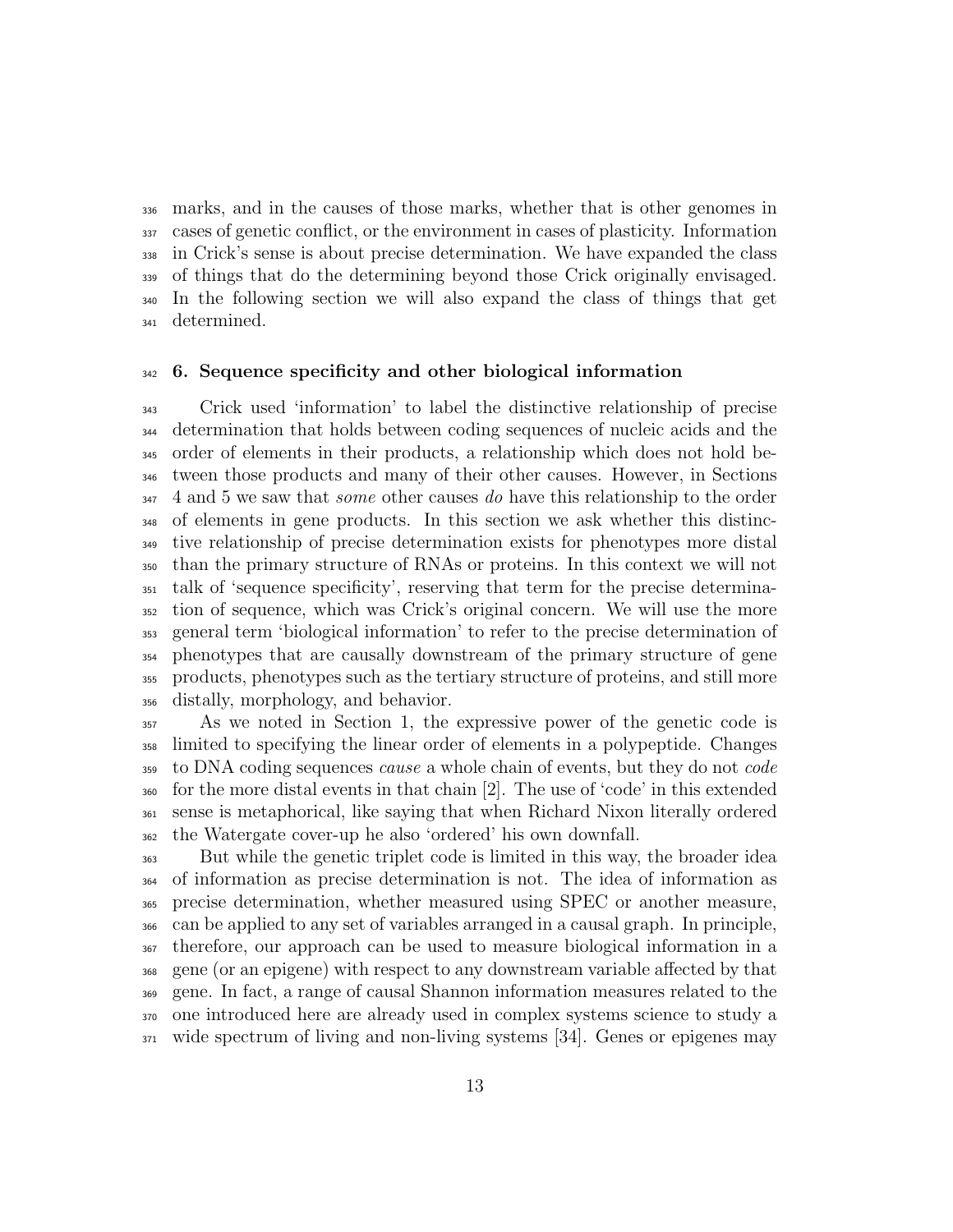marks, and in the causes of those marks, whether that is other genomes in cases of genetic conflict, or the environment in cases of plasticity. Information in Crick's sense is about precise determination. We have expanded the class of things that do the determining beyond those Crick originally envisaged. In the following section we will also expand the class of things that get determined.

## 6. Sequence specificity and other biological information

Crick used 'information' to label the distinctive relationship of precise determination that holds between coding sequences of nucleic acids and the order of elements in their products, a relationship which does not hold between those products and many of their other causes. However, in Sections 4 and 5 we saw that *some* other causes *do* have this relationship to the order of elements in gene products. In this section we ask whether this distinctive relationship of precise determination exists for phenotypes more distal than the primary structure of RNAs or proteins. In this context we will not talk of 'sequence specificity', reserving that term for the precise determination of sequence, which was Crick's original concern. We will use the more general term 'biological information' to refer to the precise determination of phenotypes that are causally downstream of the primary structure of gene products, phenotypes such as the tertiary structure of proteins, and still more distally, morphology, and behavior.

As we noted in Section 1, the expressive power of the genetic code is limited to specifying the linear order of elements in a polypeptide. Changes to DNA coding sequences *cause* a whole chain of events, but they do not *code* for the more distal events in that chain [2]. The use of 'code' in this extended sense is metaphorical, like saying that when Richard Nixon literally ordered the Watergate cover-up he also 'ordered' his own downfall.

But while the genetic triplet code is limited in this way, the broader idea of information as precise determination is not. The idea of information as precise determination, whether measured using SPEC or another measure, can be applied to any set of variables arranged in a causal graph. In principle, therefore, our approach can be used to measure biological information in a gene (or an epigene) with respect to any downstream variable affected by that gene. In fact, a range of causal Shannon information measures related to the one introduced here are already used in complex systems science to study a wide spectrum of living and non-living systems [34]. Genes or epigenes may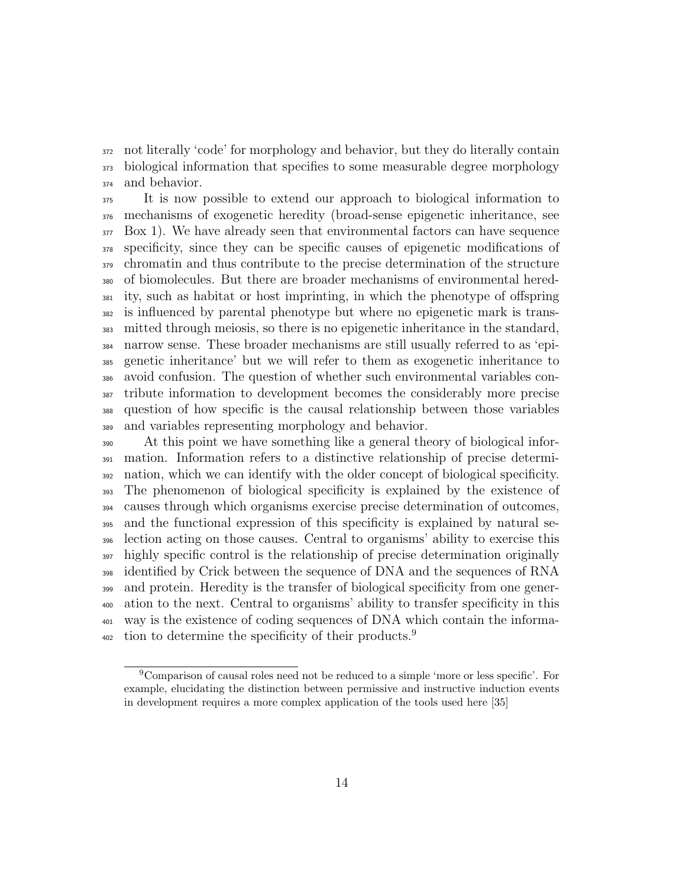not literally 'code' for morphology and behavior, but they do literally contain biological information that specifies to some measurable degree morphology and behavior.

It is now possible to extend our approach to biological information to mechanisms of exogenetic heredity (broad-sense epigenetic inheritance, see Box 1). We have already seen that environmental factors can have sequence specificity, since they can be specific causes of epigenetic modifications of chromatin and thus contribute to the precise determination of the structure of biomolecules. But there are broader mechanisms of environmental heredity, such as habitat or host imprinting, in which the phenotype of offspring is influenced by parental phenotype but where no epigenetic mark is transmitted through meiosis, so there is no epigenetic inheritance in the standard, narrow sense. These broader mechanisms are still usually referred to as 'epigenetic inheritance' but we will refer to them as exogenetic inheritance to avoid confusion. The question of whether such environmental variables contribute information to development becomes the considerably more precise question of how specific is the causal relationship between those variables and variables representing morphology and behavior.

At this point we have something like a general theory of biological information. Information refers to a distinctive relationship of precise determination, which we can identify with the older concept of biological specificity. The phenomenon of biological specificity is explained by the existence of causes through which organisms exercise precise determination of outcomes, and the functional expression of this specificity is explained by natural selection acting on those causes. Central to organisms' ability to exercise this highly specific control is the relationship of precise determination originally identified by Crick between the sequence of DNA and the sequences of RNA and protein. Heredity is the transfer of biological specificity from one generation to the next. Central to organisms' ability to transfer specificity in this way is the existence of coding sequences of DNA which contain the information to determine the specificity of their products.[9]

[9] Comparison of causal roles need not be reduced to a simple 'more or less specific'. For example, elucidating the distinction between permissive and instructive induction events in development requires a more complex application of the tools used here [35]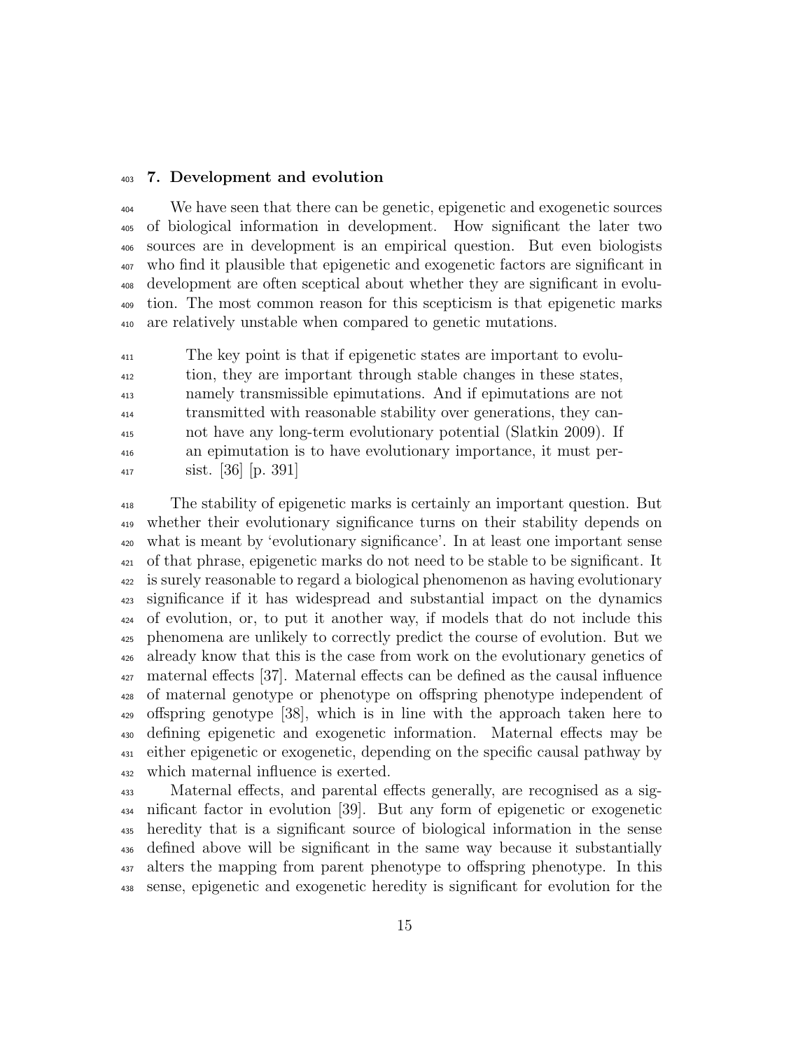## 7. Development and evolution

We have seen that there can be genetic, epigenetic and exogenetic sources of biological information in development. How significant the later two sources are in development is an empirical question. But even biologists who find it plausible that epigenetic and exogenetic factors are significant in development are often sceptical about whether they are significant in evolution. The most common reason for this scepticism is that epigenetic marks are relatively unstable when compared to genetic mutations.

> The key point is that if epigenetic states are important to evolution, they are important through stable changes in these states, namely transmissible epimutations. And if epimutations are not transmitted with reasonable stability over generations, they cannot have any long-term evolutionary potential (Slatkin 2009). If an epimutation is to have evolutionary importance, it must persist. [36] [p. 391]

The stability of epigenetic marks is certainly an important question. But whether their evolutionary significance turns on their stability depends on what is meant by 'evolutionary significance'. In at least one important sense of that phrase, epigenetic marks do not need to be stable to be significant. It is surely reasonable to regard a biological phenomenon as having evolutionary significance if it has widespread and substantial impact on the dynamics of evolution, or, to put it another way, if models that do not include this phenomena are unlikely to correctly predict the course of evolution. But we already know that this is the case from work on the evolutionary genetics of maternal effects [37]. Maternal effects can be defined as the causal influence of maternal genotype or phenotype on offspring phenotype independent of offspring genotype [38], which is in line with the approach taken here to defining epigenetic and exogenetic information. Maternal effects may be either epigenetic or exogenetic, depending on the specific causal pathway by which maternal influence is exerted.

Maternal effects, and parental effects generally, are recognised as a significant factor in evolution [39]. But any form of epigenetic or exogenetic heredity that is a significant source of biological information in the sense defined above will be significant in the same way because it substantially alters the mapping from parent phenotype to offspring phenotype. In this sense, epigenetic and exogenetic heredity is significant for evolution for the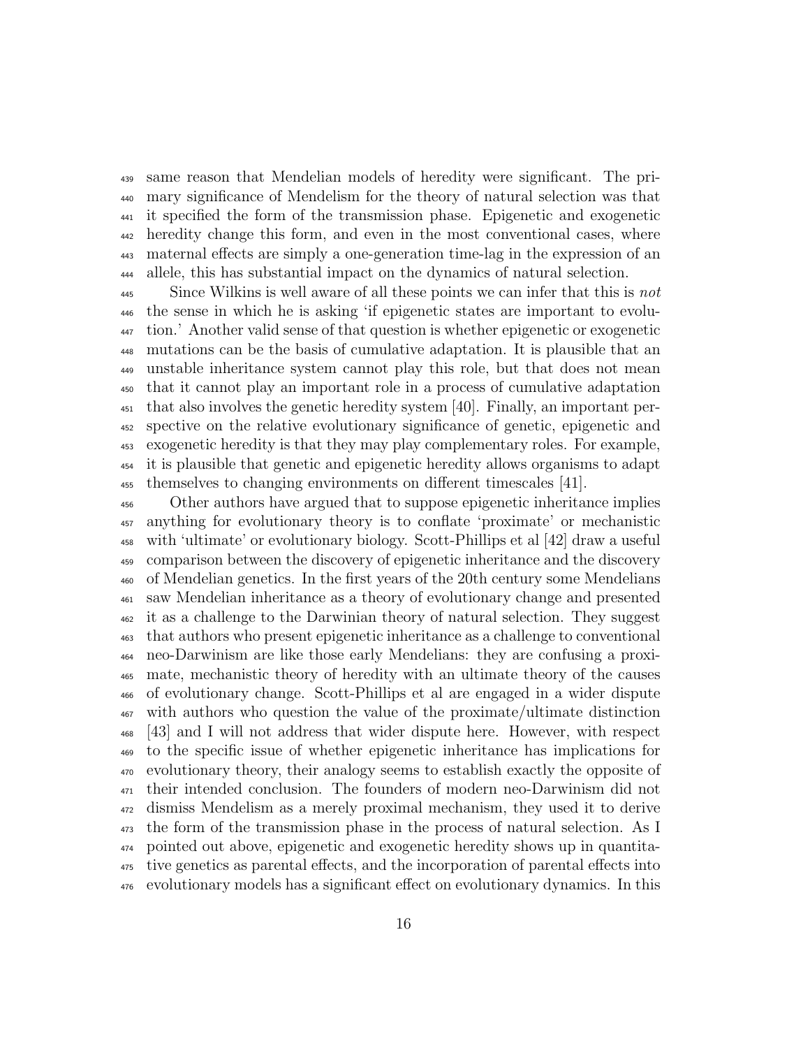same reason that Mendelian models of heredity were significant. The primary significance of Mendelism for the theory of natural selection was that it specified the form of the transmission phase. Epigenetic and exogenetic heredity change this form, and even in the most conventional cases, where maternal effects are simply a one-generation time-lag in the expression of an allele, this has substantial impact on the dynamics of natural selection.

Since Wilkins is well aware of all these points we can infer that this is *not* the sense in which he is asking 'if epigenetic states are important to evolution.' Another valid sense of that question is whether epigenetic or exogenetic mutations can be the basis of cumulative adaptation. It is plausible that an unstable inheritance system cannot play this role, but that does not mean that it cannot play an important role in a process of cumulative adaptation that also involves the genetic heredity system [40]. Finally, an important perspective on the relative evolutionary significance of genetic, epigenetic and exogenetic heredity is that they may play complementary roles. For example, it is plausible that genetic and epigenetic heredity allows organisms to adapt themselves to changing environments on different timescales [41].

Other authors have argued that to suppose epigenetic inheritance implies anything for evolutionary theory is to conflate 'proximate' or mechanistic with 'ultimate' or evolutionary biology. Scott-Phillips et al [42] draw a useful comparison between the discovery of epigenetic inheritance and the discovery of Mendelian genetics. In the first years of the 20th century some Mendelians saw Mendelian inheritance as a theory of evolutionary change and presented it as a challenge to the Darwinian theory of natural selection. They suggest that authors who present epigenetic inheritance as a challenge to conventional neo-Darwinism are like those early Mendelians: they are confusing a proximate, mechanistic theory of heredity with an ultimate theory of the causes of evolutionary change. Scott-Phillips et al are engaged in a wider dispute with authors who question the value of the proximate/ultimate distinction [43] and I will not address that wider dispute here. However, with respect to the specific issue of whether epigenetic inheritance has implications for evolutionary theory, their analogy seems to establish exactly the opposite of their intended conclusion. The founders of modern neo-Darwinism did not dismiss Mendelism as a merely proximal mechanism, they used it to derive the form of the transmission phase in the process of natural selection. As I pointed out above, epigenetic and exogenetic heredity shows up in quantitative genetics as parental effects, and the incorporation of parental effects into evolutionary models has a significant effect on evolutionary dynamics. In this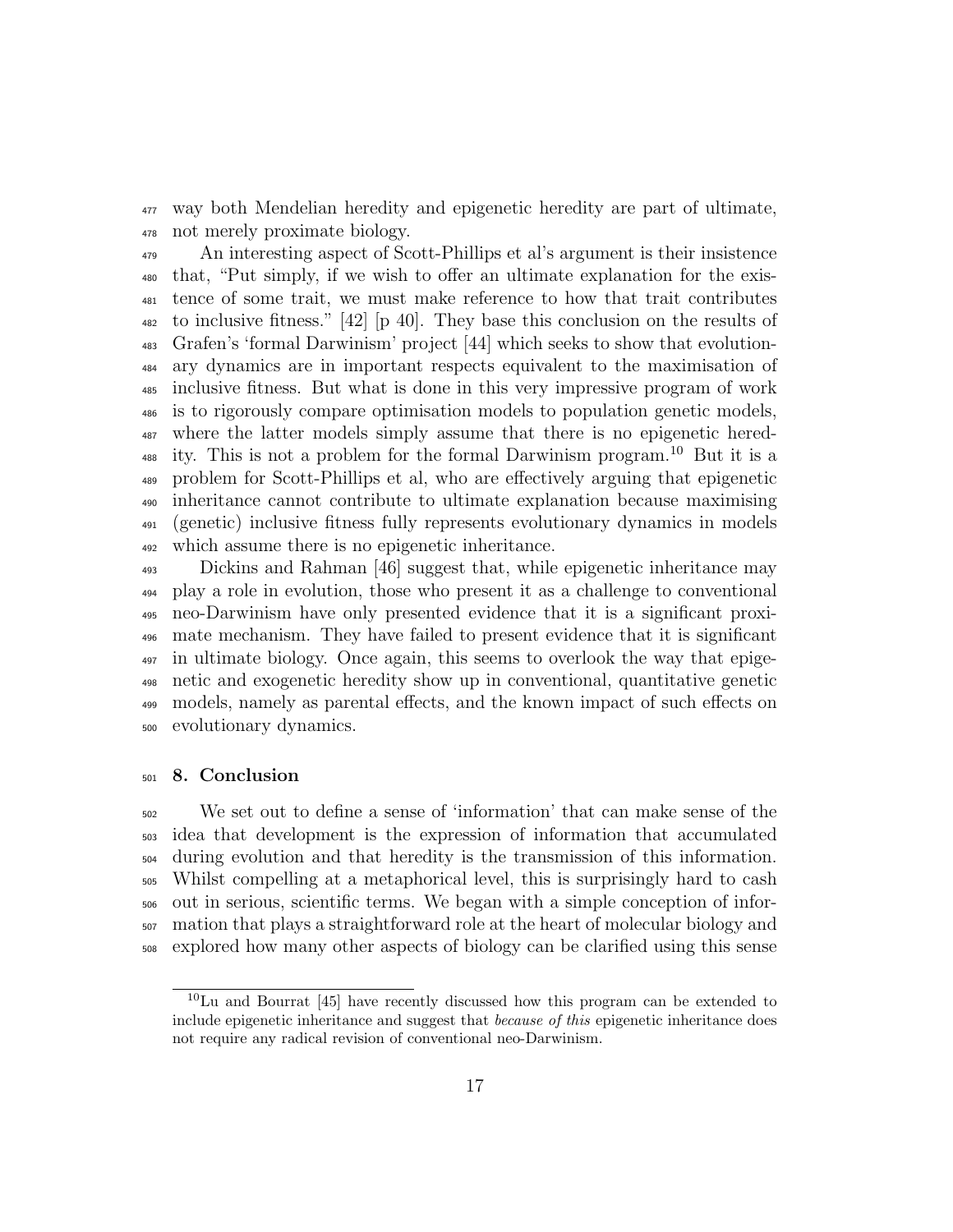way both Mendelian heredity and epigenetic heredity are part of ultimate, not merely proximate biology.

An interesting aspect of Scott-Phillips et al's argument is their insistence that, "Put simply, if we wish to offer an ultimate explanation for the existence of some trait, we must make reference to how that trait contributes to inclusive fitness." [42] [p 40]. They base this conclusion on the results of Grafen's 'formal Darwinism' project [44] which seeks to show that evolutionary dynamics are in important respects equivalent to the maximisation of inclusive fitness. But what is done in this very impressive program of work is to rigorously compare optimisation models to population genetic models, where the latter models simply assume that there is no epigenetic heredity. This is not a problem for the formal Darwinism program.[10] But it is a problem for Scott-Phillips et al, who are effectively arguing that epigenetic inheritance cannot contribute to ultimate explanation because maximising (genetic) inclusive fitness fully represents evolutionary dynamics in models which assume there is no epigenetic inheritance.

Dickins and Rahman [46] suggest that, while epigenetic inheritance may play a role in evolution, those who present it as a challenge to conventional neo-Darwinism have only presented evidence that it is a significant proximate mechanism. They have failed to present evidence that it is significant in ultimate biology. Once again, this seems to overlook the way that epigenetic and exogenetic heredity show up in conventional, quantitative genetic models, namely as parental effects, and the known impact of such effects on evolutionary dynamics.

## 8. Conclusion

We set out to define a sense of 'information' that can make sense of the idea that development is the expression of information that accumulated during evolution and that heredity is the transmission of this information. Whilst compelling at a metaphorical level, this is surprisingly hard to cash out in serious, scientific terms. We began with a simple conception of information that plays a straightforward role at the heart of molecular biology and explored how many other aspects of biology can be clarified using this sense

[10] Lu and Bourrat [45] have recently discussed how this program can be extended to include epigenetic inheritance and suggest that *because of this* epigenetic inheritance does not require any radical revision of conventional neo-Darwinism.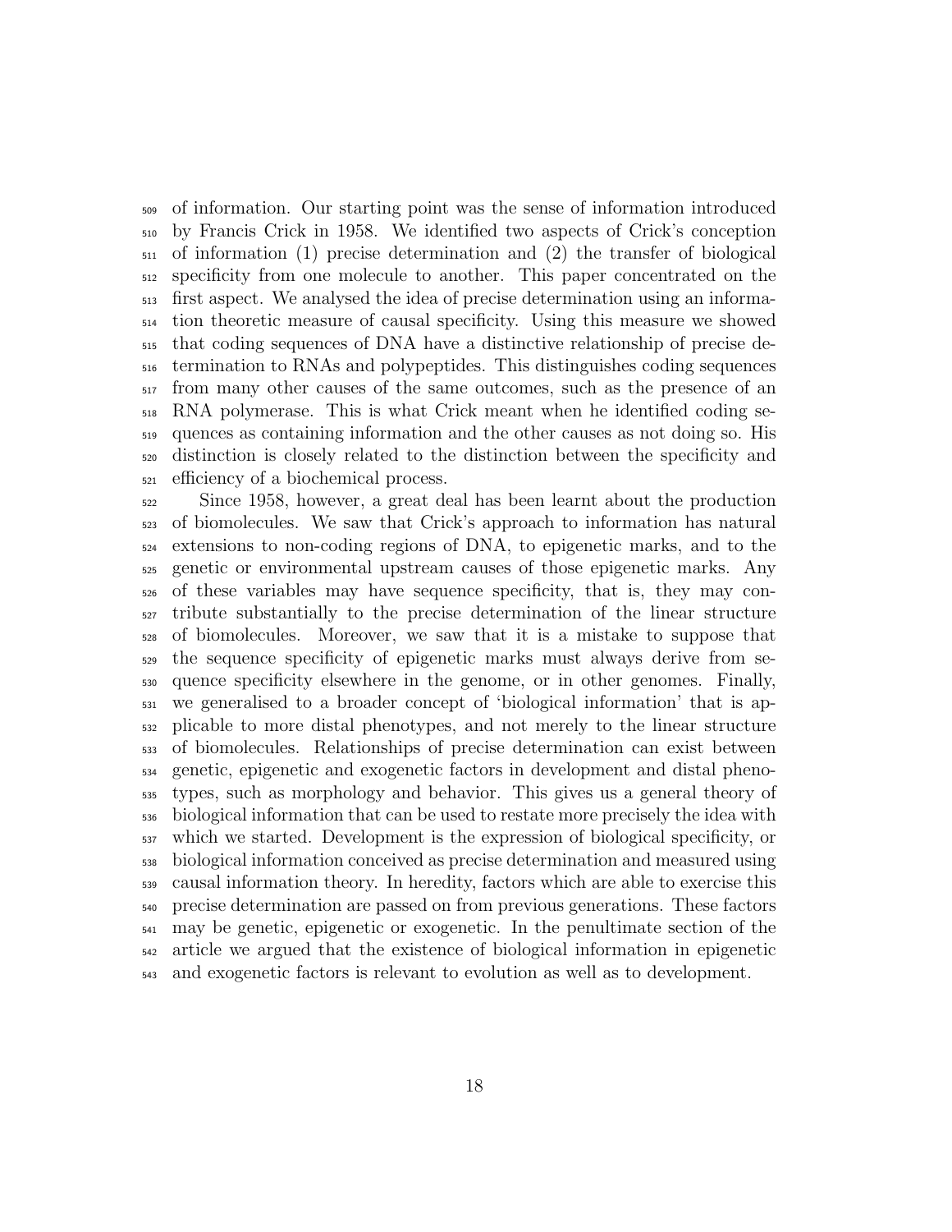of information. Our starting point was the sense of information introduced by Francis Crick in 1958. We identified two aspects of Crick's conception of information (1) precise determination and (2) the transfer of biological specificity from one molecule to another. This paper concentrated on the first aspect. We analysed the idea of precise determination using an information theoretic measure of causal specificity. Using this measure we showed that coding sequences of DNA have a distinctive relationship of precise determination to RNAs and polypeptides. This distinguishes coding sequences from many other causes of the same outcomes, such as the presence of an RNA polymerase. This is what Crick meant when he identified coding sequences as containing information and the other causes as not doing so. His distinction is closely related to the distinction between the specificity and efficiency of a biochemical process.

Since 1958, however, a great deal has been learnt about the production of biomolecules. We saw that Crick's approach to information has natural extensions to non-coding regions of DNA, to epigenetic marks, and to the genetic or environmental upstream causes of those epigenetic marks. Any of these variables may have sequence specificity, that is, they may contribute substantially to the precise determination of the linear structure of biomolecules. Moreover, we saw that it is a mistake to suppose that the sequence specificity of epigenetic marks must always derive from sequence specificity elsewhere in the genome, or in other genomes. Finally, we generalised to a broader concept of 'biological information' that is applicable to more distal phenotypes, and not merely to the linear structure of biomolecules. Relationships of precise determination can exist between genetic, epigenetic and exogenetic factors in development and distal phenotypes, such as morphology and behavior. This gives us a general theory of biological information that can be used to restate more precisely the idea with which we started. Development is the expression of biological specificity, or biological information conceived as precise determination and measured using causal information theory. In heredity, factors which are able to exercise this precise determination are passed on from previous generations. These factors may be genetic, epigenetic or exogenetic. In the penultimate section of the article we argued that the existence of biological information in epigenetic and exogenetic factors is relevant to evolution as well as to development.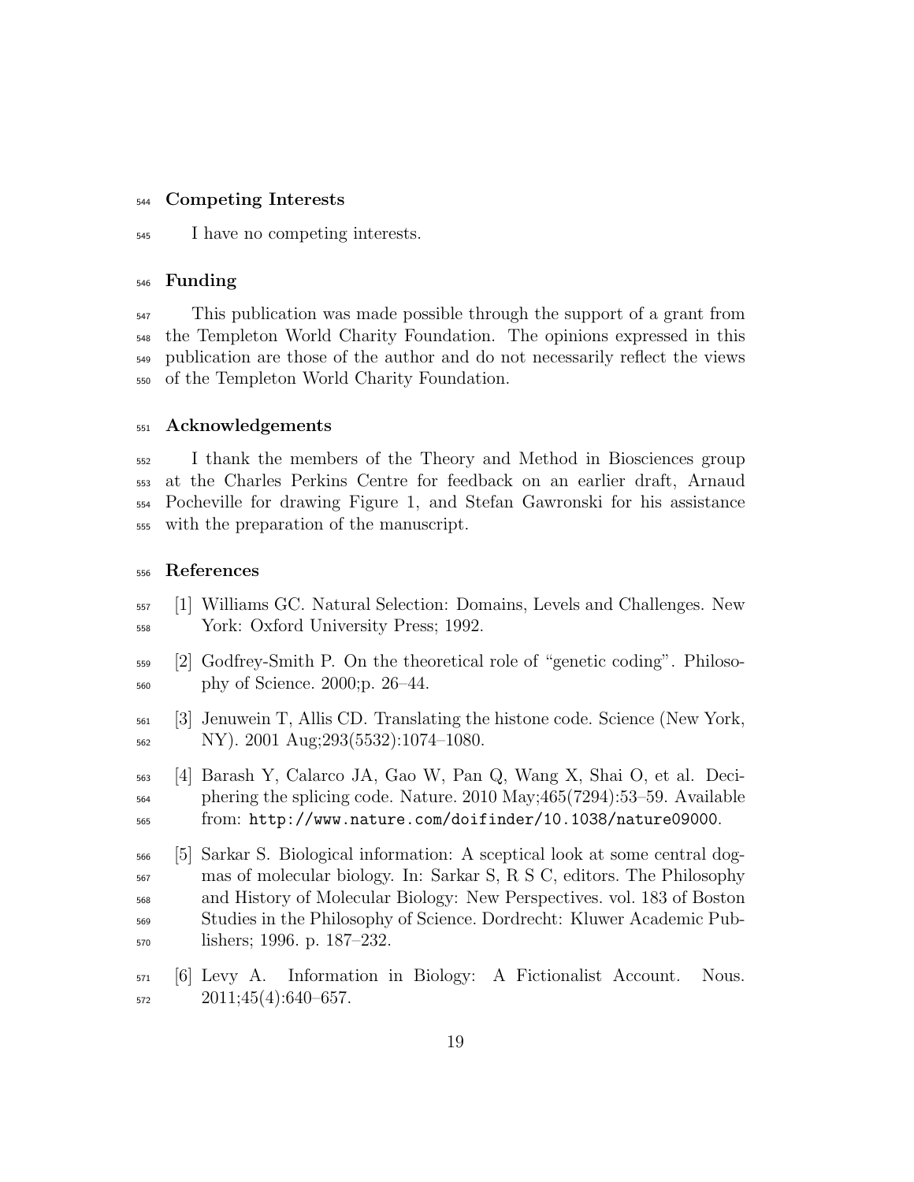## Competing Interests

I have no competing interests.

## Funding

This publication was made possible through the support of a grant from the Templeton World Charity Foundation. The opinions expressed in this publication are those of the author and do not necessarily reflect the views of the Templeton World Charity Foundation.

## Acknowledgements

I thank the members of the Theory and Method in Biosciences group at the Charles Perkins Centre for feedback on an earlier draft, Arnaud Pocheville for drawing Figure 1, and Stefan Gawronski for his assistance with the preparation of the manuscript.

## References

[1] Williams GC. Natural Selection: Domains, Levels and Challenges. New York: Oxford University Press; 1992.

[2] Godfrey-Smith P. On the theoretical role of "genetic coding". Philosophy of Science. 2000;p. 26–44.

[3] Jenuwein T, Allis CD. Translating the histone code. Science (New York, NY). 2001 Aug;293(5532):1074–1080.

[4] Barash Y, Calarco JA, Gao W, Pan Q, Wang X, Shai O, et al. Deciphering the splicing code. Nature. 2010 May;465(7294):53–59. Available from: http://www.nature.com/doifinder/10.1038/nature09000.

[5] Sarkar S. Biological information: A sceptical look at some central dogmas of molecular biology. In: Sarkar S, R S C, editors. The Philosophy and History of Molecular Biology: New Perspectives. vol. 183 of Boston Studies in the Philosophy of Science. Dordrecht: Kluwer Academic Publishers; 1996. p. 187–232.

[6] Levy A. Information in Biology: A Fictionalist Account. Nous. 2011;45(4):640–657.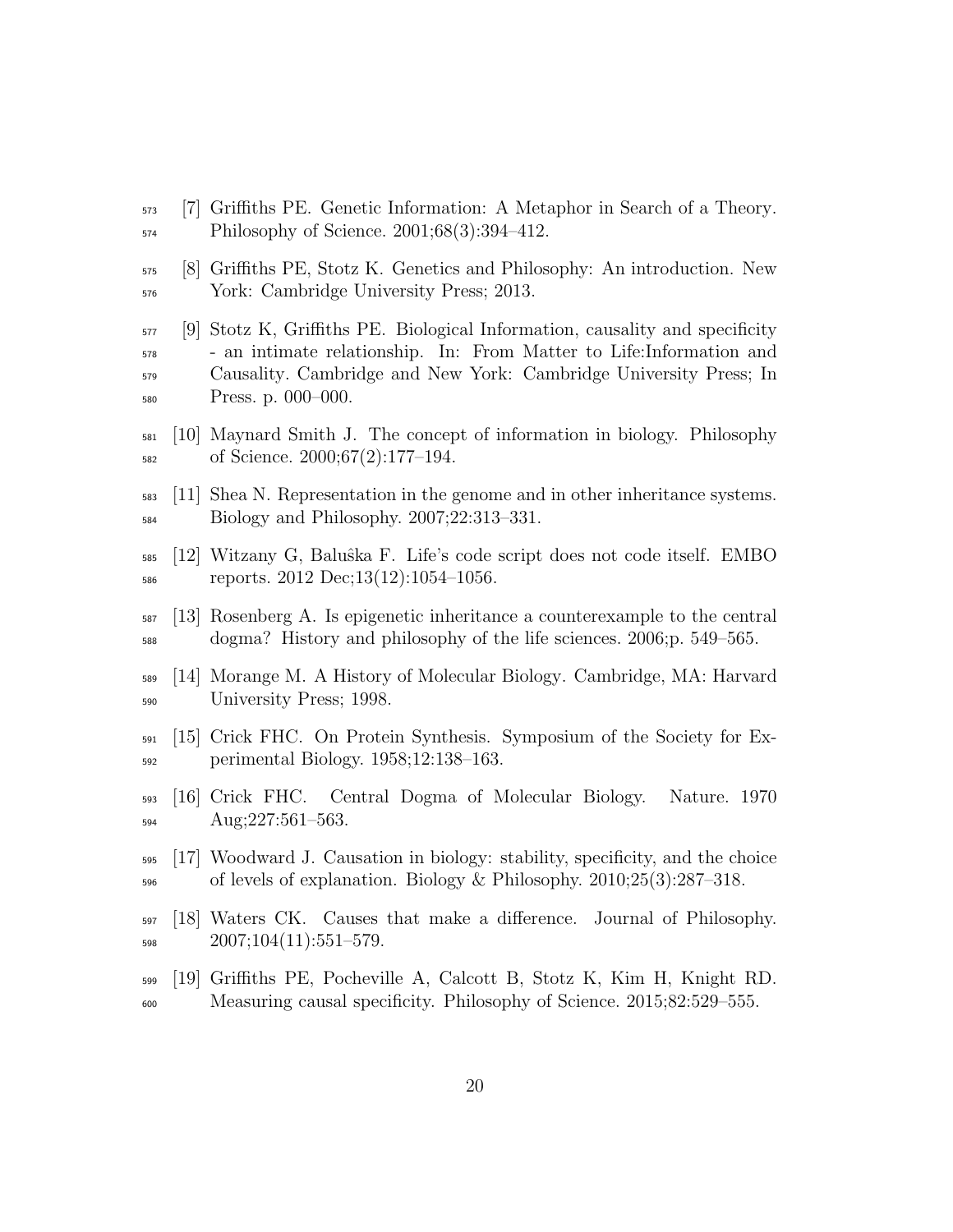[7] Griffiths PE. Genetic Information: A Metaphor in Search of a Theory. Philosophy of Science. 2001;68(3):394–412.

[8] Griffiths PE, Stotz K. Genetics and Philosophy: An introduction. New York: Cambridge University Press; 2013.

[9] Stotz K, Griffiths PE. Biological Information, causality and specificity - an intimate relationship. In: From Matter to Life:Information and Causality. Cambridge and New York: Cambridge University Press; In Press. p. 000–000.

[10] Maynard Smith J. The concept of information in biology. Philosophy of Science. 2000;67(2):177–194.

[11] Shea N. Representation in the genome and in other inheritance systems. Biology and Philosophy. 2007;22:313–331.

[12] Witzany G, Baluŝka F. Life's code script does not code itself. EMBO reports. 2012 Dec;13(12):1054–1056.

[13] Rosenberg A. Is epigenetic inheritance a counterexample to the central dogma? History and philosophy of the life sciences. 2006;p. 549–565.

[14] Morange M. A History of Molecular Biology. Cambridge, MA: Harvard University Press; 1998.

[15] Crick FHC. On Protein Synthesis. Symposium of the Society for Experimental Biology. 1958;12:138–163.

[16] Crick FHC. Central Dogma of Molecular Biology. Nature. 1970 Aug;227:561–563.

[17] Woodward J. Causation in biology: stability, specificity, and the choice of levels of explanation. Biology & Philosophy. 2010;25(3):287–318.

[18] Waters CK. Causes that make a difference. Journal of Philosophy. 2007;104(11):551–579.

[19] Griffiths PE, Pocheville A, Calcott B, Stotz K, Kim H, Knight RD. Measuring causal specificity. Philosophy of Science. 2015;82:529–555.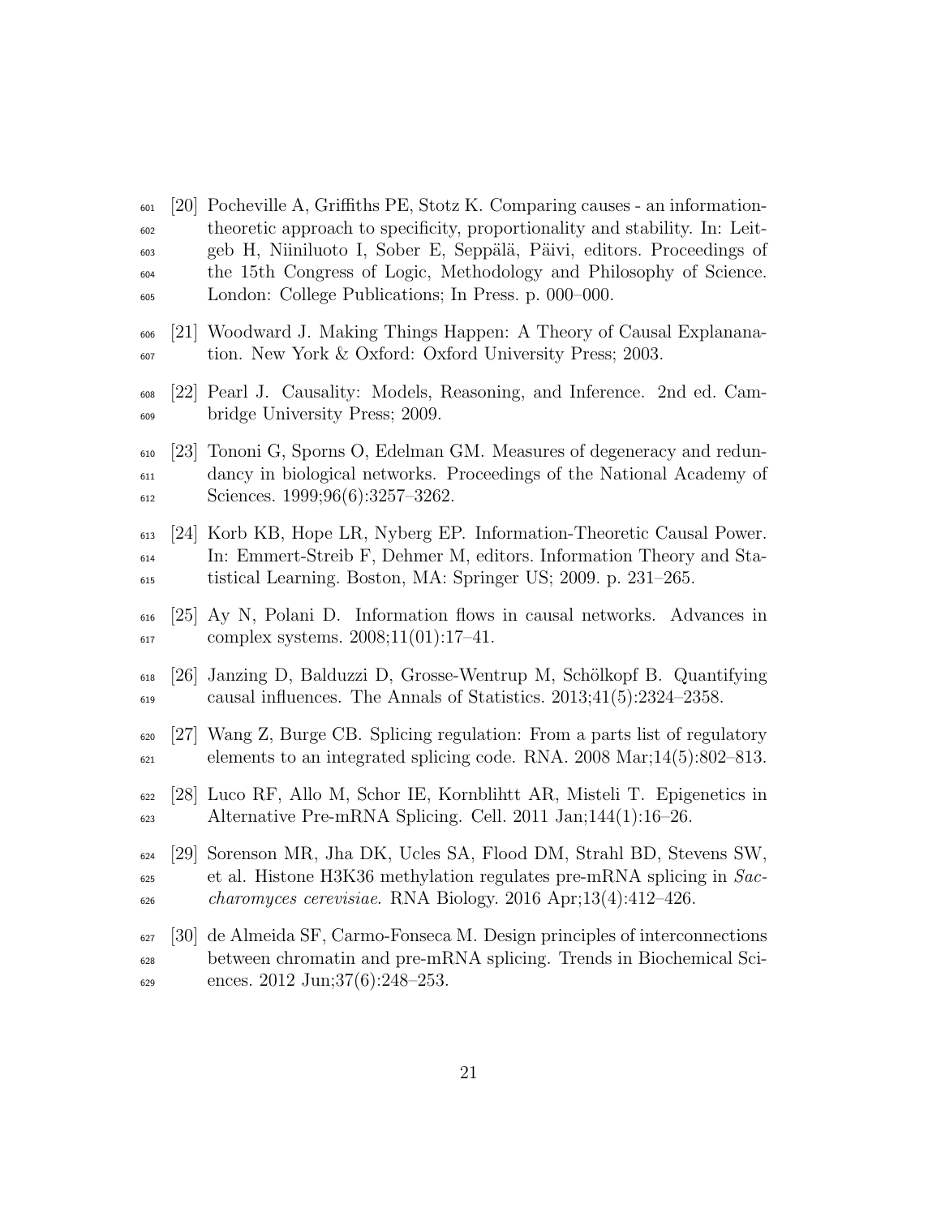[20] Pocheville A, Griffiths PE, Stotz K. Comparing causes - an information-theoretic approach to specificity, proportionality and stability. In: Leitgeb H, Niiniluoto I, Sober E, Seppälä, Päivi, editors. Proceedings of the 15th Congress of Logic, Methodology and Philosophy of Science. London: College Publications; In Press. p. 000–000.

[21] Woodward J. Making Things Happen: A Theory of Causal Explananation. New York & Oxford: Oxford University Press; 2003.

[22] Pearl J. Causality: Models, Reasoning, and Inference. 2nd ed. Cambridge University Press; 2009.

[23] Tononi G, Sporns O, Edelman GM. Measures of degeneracy and redundancy in biological networks. Proceedings of the National Academy of Sciences. 1999;96(6):3257–3262.

[24] Korb KB, Hope LR, Nyberg EP. Information-Theoretic Causal Power. In: Emmert-Streib F, Dehmer M, editors. Information Theory and Statistical Learning. Boston, MA: Springer US; 2009. p. 231–265.

[25] Ay N, Polani D. Information flows in causal networks. Advances in complex systems. 2008;11(01):17–41.

[26] Janzing D, Balduzzi D, Grosse-Wentrup M, Schölkopf B. Quantifying causal influences. The Annals of Statistics. 2013;41(5):2324–2358.

[27] Wang Z, Burge CB. Splicing regulation: From a parts list of regulatory elements to an integrated splicing code. RNA. 2008 Mar;14(5):802–813.

[28] Luco RF, Allo M, Schor IE, Kornblihtt AR, Misteli T. Epigenetics in Alternative Pre-mRNA Splicing. Cell. 2011 Jan;144(1):16–26.

[29] Sorenson MR, Jha DK, Ucles SA, Flood DM, Strahl BD, Stevens SW, et al. Histone H3K36 methylation regulates pre-mRNA splicing in *Saccharomyces cerevisiae*. RNA Biology. 2016 Apr;13(4):412–426.

[30] de Almeida SF, Carmo-Fonseca M. Design principles of interconnections between chromatin and pre-mRNA splicing. Trends in Biochemical Sciences. 2012 Jun;37(6):248–253.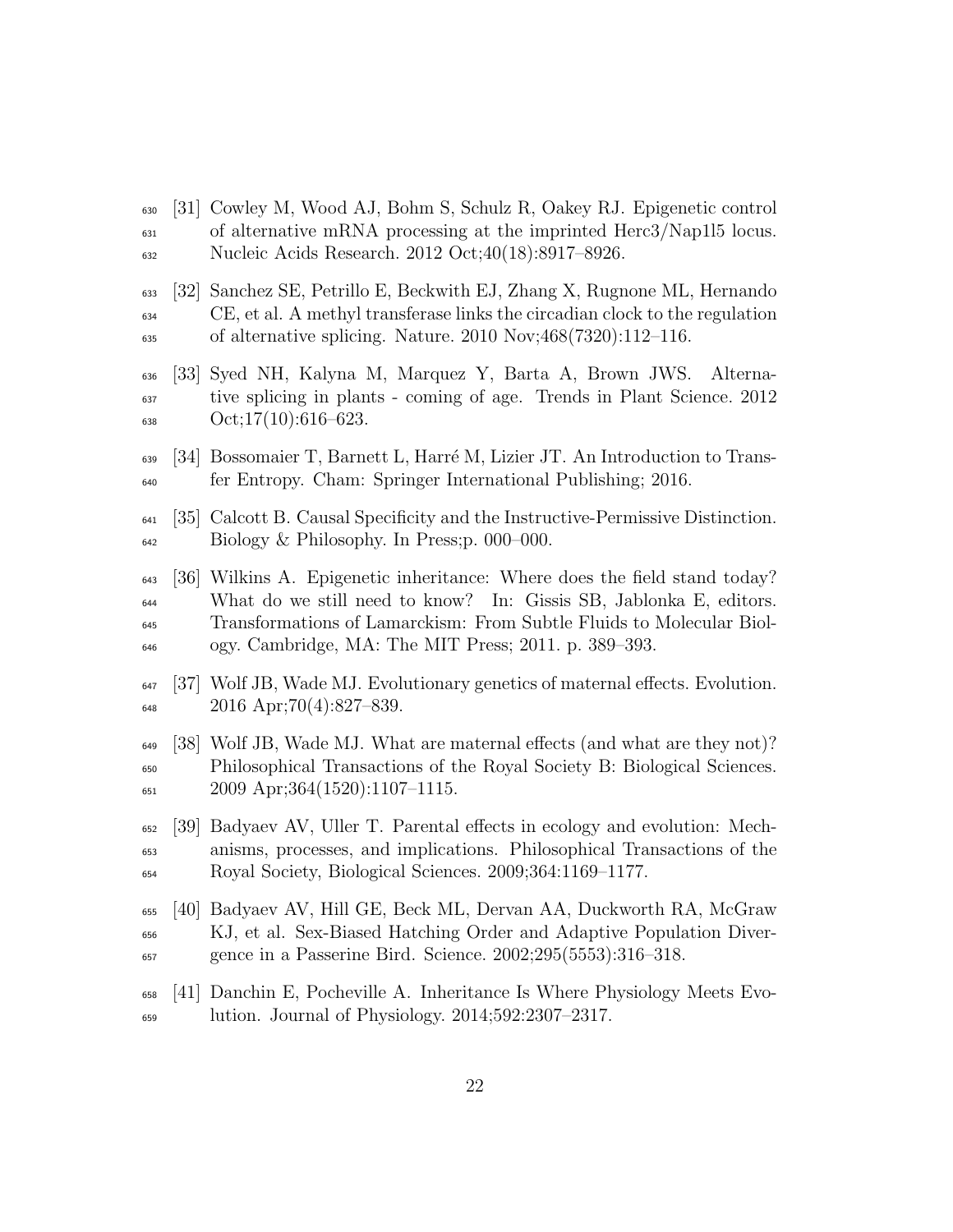[31] Cowley M, Wood AJ, Bohm S, Schulz R, Oakey RJ. Epigenetic control of alternative mRNA processing at the imprinted Herc3/Nap1l5 locus. Nucleic Acids Research. 2012 Oct;40(18):8917–8926.

[32] Sanchez SE, Petrillo E, Beckwith EJ, Zhang X, Rugnone ML, Hernando CE, et al. A methyl transferase links the circadian clock to the regulation of alternative splicing. Nature. 2010 Nov;468(7320):112–116.

[33] Syed NH, Kalyna M, Marquez Y, Barta A, Brown JWS. Alternative splicing in plants - coming of age. Trends in Plant Science. 2012 Oct;17(10):616–623.

[34] Bossomaier T, Barnett L, Harré M, Lizier JT. An Introduction to Transfer Entropy. Cham: Springer International Publishing; 2016.

[35] Calcott B. Causal Specificity and the Instructive-Permissive Distinction. Biology & Philosophy. In Press;p. 000–000.

[36] Wilkins A. Epigenetic inheritance: Where does the field stand today? What do we still need to know? In: Gissis SB, Jablonka E, editors. Transformations of Lamarckism: From Subtle Fluids to Molecular Biology. Cambridge, MA: The MIT Press; 2011. p. 389–393.

[37] Wolf JB, Wade MJ. Evolutionary genetics of maternal effects. Evolution. 2016 Apr;70(4):827–839.

[38] Wolf JB, Wade MJ. What are maternal effects (and what are they not)? Philosophical Transactions of the Royal Society B: Biological Sciences. 2009 Apr;364(1520):1107–1115.

[39] Badyaev AV, Uller T. Parental effects in ecology and evolution: Mechanisms, processes, and implications. Philosophical Transactions of the Royal Society, Biological Sciences. 2009;364:1169–1177.

[40] Badyaev AV, Hill GE, Beck ML, Dervan AA, Duckworth RA, McGraw KJ, et al. Sex-Biased Hatching Order and Adaptive Population Divergence in a Passerine Bird. Science. 2002;295(5553):316–318.

[41] Danchin E, Pocheville A. Inheritance Is Where Physiology Meets Evolution. Journal of Physiology. 2014;592:2307–2317.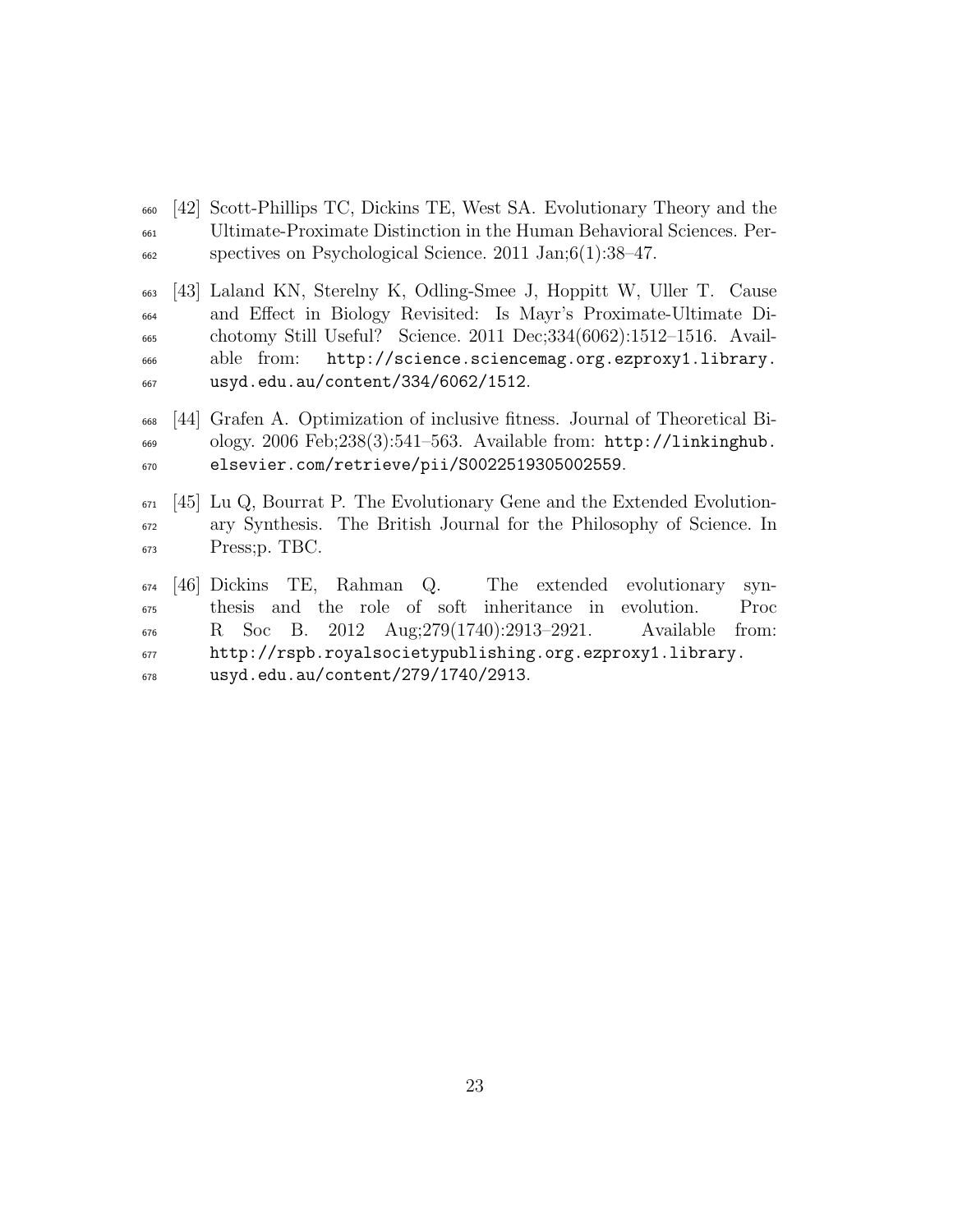[42] Scott-Phillips TC, Dickins TE, West SA. Evolutionary Theory and the Ultimate-Proximate Distinction in the Human Behavioral Sciences. Perspectives on Psychological Science. 2011 Jan;6(1):38–47.

[43] Laland KN, Sterelny K, Odling-Smee J, Hoppitt W, Uller T. Cause and Effect in Biology Revisited: Is Mayr's Proximate-Ultimate Dichotomy Still Useful? Science. 2011 Dec;334(6062):1512–1516. Available from: http://science.sciencemag.org.ezproxy1.library.usyd.edu.au/content/334/6062/1512.

[44] Grafen A. Optimization of inclusive fitness. Journal of Theoretical Biology. 2006 Feb;238(3):541–563. Available from: http://linkinghub.elsevier.com/retrieve/pii/S0022519305002559.

[45] Lu Q, Bourrat P. The Evolutionary Gene and the Extended Evolutionary Synthesis. The British Journal for the Philosophy of Science. In Press;p. TBC.

[46] Dickins TE, Rahman Q. The extended evolutionary synthesis and the role of soft inheritance in evolution. Proc R Soc B. 2012 Aug;279(1740):2913–2921. Available from: http://rspb.royalsocietypublishing.org.ezproxy1.library.usyd.edu.au/content/279/1740/2913.